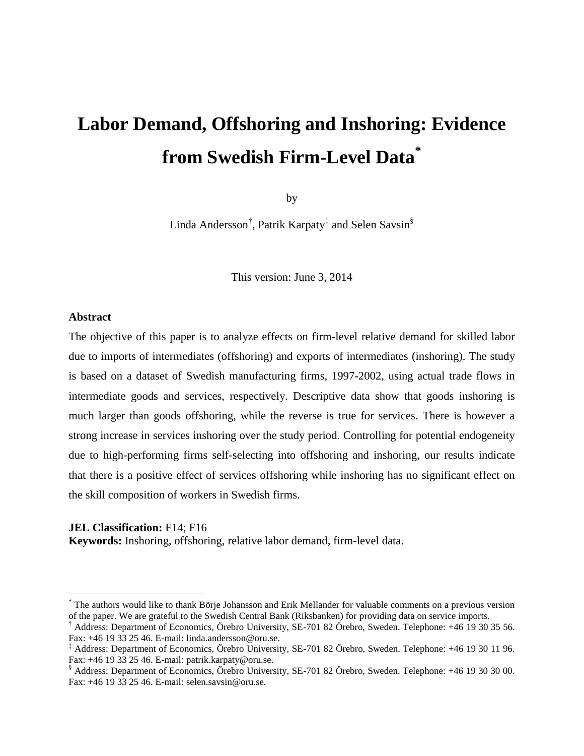# Labor Demand, Offshoring and Inshoring: Evidence from Swedish Firm-Level Data[*]

by

Linda Andersson[†], Patrik Karpaty[‡] and Selen Savsin[§]

This version: June 3, 2014

**Abstract**

The objective of this paper is to analyze effects on firm-level relative demand for skilled labor due to imports of intermediates (offshoring) and exports of intermediates (inshoring). The study is based on a dataset of Swedish manufacturing firms, 1997-2002, using actual trade flows in intermediate goods and services, respectively. Descriptive data show that goods inshoring is much larger than goods offshoring, while the reverse is true for services. There is however a strong increase in services inshoring over the study period. Controlling for potential endogeneity due to high-performing firms self-selecting into offshoring and inshoring, our results indicate that there is a positive effect of services offshoring while inshoring has no significant effect on the skill composition of workers in Swedish firms.

**JEL Classification:** F14; F16

**Keywords:** Inshoring, offshoring, relative labor demand, firm-level data.

---

[*] The authors would like to thank Börje Johansson and Erik Mellander for valuable comments on a previous version of the paper. We are grateful to the Swedish Central Bank (Riksbanken) for providing data on service imports.

[†] Address: Department of Economics, Örebro University, SE-701 82 Örebro, Sweden. Telephone: +46 19 30 35 56. Fax: +46 19 33 25 46. E-mail: linda.andersson@oru.se.

[‡] Address: Department of Economics, Örebro University, SE-701 82 Örebro, Sweden. Telephone: +46 19 30 11 96. Fax: +46 19 33 25 46. E-mail: patrik.karpaty@oru.se.

[§] Address: Department of Economics, Örebro University, SE-701 82 Örebro, Sweden. Telephone: +46 19 30 30 00. Fax: +46 19 33 25 46. E-mail: selen.savsin@oru.se.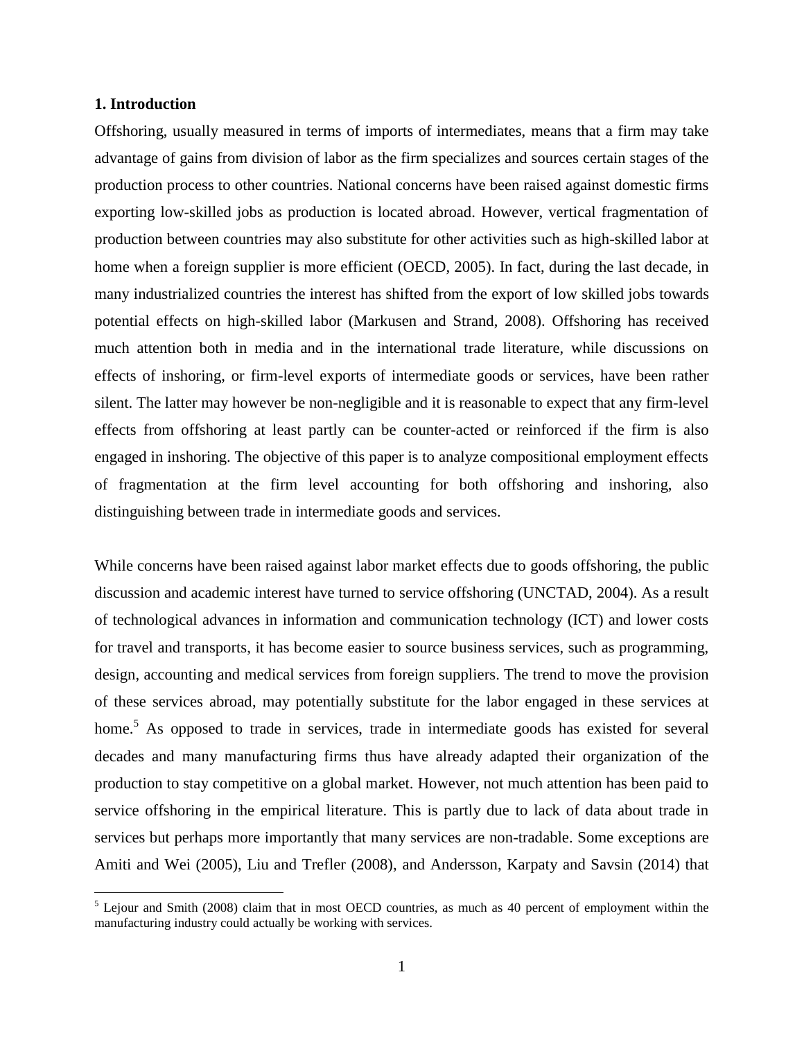## 1. Introduction

Offshoring, usually measured in terms of imports of intermediates, means that a firm may take advantage of gains from division of labor as the firm specializes and sources certain stages of the production process to other countries. National concerns have been raised against domestic firms exporting low-skilled jobs as production is located abroad. However, vertical fragmentation of production between countries may also substitute for other activities such as high-skilled labor at home when a foreign supplier is more efficient (OECD, 2005). In fact, during the last decade, in many industrialized countries the interest has shifted from the export of low skilled jobs towards potential effects on high-skilled labor (Markusen and Strand, 2008). Offshoring has received much attention both in media and in the international trade literature, while discussions on effects of inshoring, or firm-level exports of intermediate goods or services, have been rather silent. The latter may however be non-negligible and it is reasonable to expect that any firm-level effects from offshoring at least partly can be counter-acted or reinforced if the firm is also engaged in inshoring. The objective of this paper is to analyze compositional employment effects of fragmentation at the firm level accounting for both offshoring and inshoring, also distinguishing between trade in intermediate goods and services.

While concerns have been raised against labor market effects due to goods offshoring, the public discussion and academic interest have turned to service offshoring (UNCTAD, 2004). As a result of technological advances in information and communication technology (ICT) and lower costs for travel and transports, it has become easier to source business services, such as programming, design, accounting and medical services from foreign suppliers. The trend to move the provision of these services abroad, may potentially substitute for the labor engaged in these services at home.[5] As opposed to trade in services, trade in intermediate goods has existed for several decades and many manufacturing firms thus have already adapted their organization of the production to stay competitive on a global market. However, not much attention has been paid to service offshoring in the empirical literature. This is partly due to lack of data about trade in services but perhaps more importantly that many services are non-tradable. Some exceptions are Amiti and Wei (2005), Liu and Trefler (2008), and Andersson, Karpaty and Savsin (2014) that

[5] Lejour and Smith (2008) claim that in most OECD countries, as much as 40 percent of employment within the manufacturing industry could actually be working with services.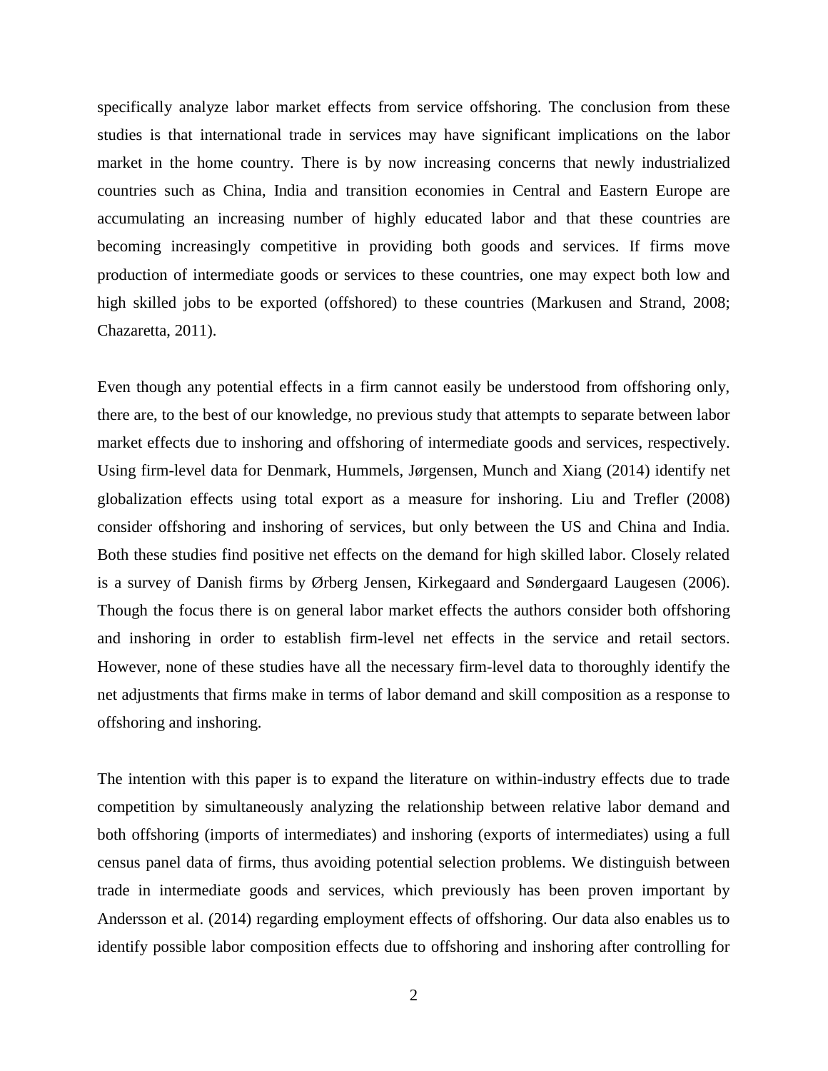specifically analyze labor market effects from service offshoring. The conclusion from these studies is that international trade in services may have significant implications on the labor market in the home country. There is by now increasing concerns that newly industrialized countries such as China, India and transition economies in Central and Eastern Europe are accumulating an increasing number of highly educated labor and that these countries are becoming increasingly competitive in providing both goods and services. If firms move production of intermediate goods or services to these countries, one may expect both low and high skilled jobs to be exported (offshored) to these countries (Markusen and Strand, 2008; Chazaretta, 2011).

Even though any potential effects in a firm cannot easily be understood from offshoring only, there are, to the best of our knowledge, no previous study that attempts to separate between labor market effects due to inshoring and offshoring of intermediate goods and services, respectively. Using firm-level data for Denmark, Hummels, Jørgensen, Munch and Xiang (2014) identify net globalization effects using total export as a measure for inshoring. Liu and Trefler (2008) consider offshoring and inshoring of services, but only between the US and China and India. Both these studies find positive net effects on the demand for high skilled labor. Closely related is a survey of Danish firms by Ørberg Jensen, Kirkegaard and Søndergaard Laugesen (2006). Though the focus there is on general labor market effects the authors consider both offshoring and inshoring in order to establish firm-level net effects in the service and retail sectors. However, none of these studies have all the necessary firm-level data to thoroughly identify the net adjustments that firms make in terms of labor demand and skill composition as a response to offshoring and inshoring.

The intention with this paper is to expand the literature on within-industry effects due to trade competition by simultaneously analyzing the relationship between relative labor demand and both offshoring (imports of intermediates) and inshoring (exports of intermediates) using a full census panel data of firms, thus avoiding potential selection problems. We distinguish between trade in intermediate goods and services, which previously has been proven important by Andersson et al. (2014) regarding employment effects of offshoring. Our data also enables us to identify possible labor composition effects due to offshoring and inshoring after controlling for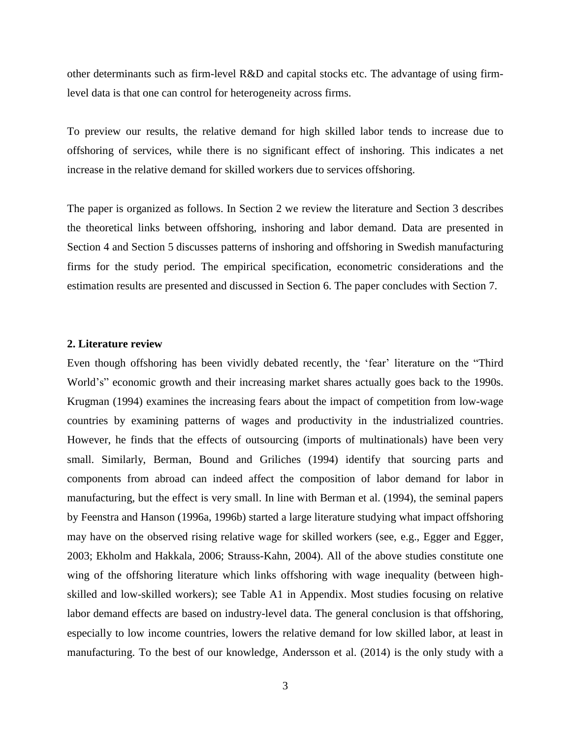other determinants such as firm-level R&D and capital stocks etc. The advantage of using firm-level data is that one can control for heterogeneity across firms.

To preview our results, the relative demand for high skilled labor tends to increase due to offshoring of services, while there is no significant effect of inshoring. This indicates a net increase in the relative demand for skilled workers due to services offshoring.

The paper is organized as follows. In Section 2 we review the literature and Section 3 describes the theoretical links between offshoring, inshoring and labor demand. Data are presented in Section 4 and Section 5 discusses patterns of inshoring and offshoring in Swedish manufacturing firms for the study period. The empirical specification, econometric considerations and the estimation results are presented and discussed in Section 6. The paper concludes with Section 7.

## 2. Literature review

Even though offshoring has been vividly debated recently, the 'fear' literature on the "Third World's" economic growth and their increasing market shares actually goes back to the 1990s. Krugman (1994) examines the increasing fears about the impact of competition from low-wage countries by examining patterns of wages and productivity in the industrialized countries. However, he finds that the effects of outsourcing (imports of multinationals) have been very small. Similarly, Berman, Bound and Griliches (1994) identify that sourcing parts and components from abroad can indeed affect the composition of labor demand for labor in manufacturing, but the effect is very small. In line with Berman et al. (1994), the seminal papers by Feenstra and Hanson (1996a, 1996b) started a large literature studying what impact offshoring may have on the observed rising relative wage for skilled workers (see, e.g., Egger and Egger, 2003; Ekholm and Hakkala, 2006; Strauss-Kahn, 2004). All of the above studies constitute one wing of the offshoring literature which links offshoring with wage inequality (between high-skilled and low-skilled workers); see Table A1 in Appendix. Most studies focusing on relative labor demand effects are based on industry-level data. The general conclusion is that offshoring, especially to low income countries, lowers the relative demand for low skilled labor, at least in manufacturing. To the best of our knowledge, Andersson et al. (2014) is the only study with a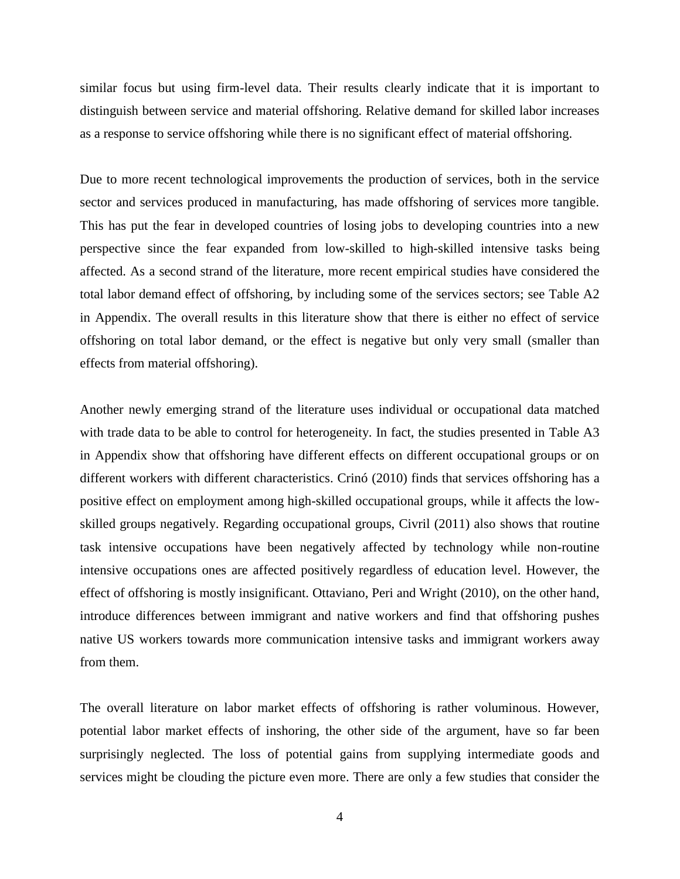similar focus but using firm-level data. Their results clearly indicate that it is important to distinguish between service and material offshoring. Relative demand for skilled labor increases as a response to service offshoring while there is no significant effect of material offshoring.

Due to more recent technological improvements the production of services, both in the service sector and services produced in manufacturing, has made offshoring of services more tangible. This has put the fear in developed countries of losing jobs to developing countries into a new perspective since the fear expanded from low-skilled to high-skilled intensive tasks being affected. As a second strand of the literature, more recent empirical studies have considered the total labor demand effect of offshoring, by including some of the services sectors; see Table A2 in Appendix. The overall results in this literature show that there is either no effect of service offshoring on total labor demand, or the effect is negative but only very small (smaller than effects from material offshoring).

Another newly emerging strand of the literature uses individual or occupational data matched with trade data to be able to control for heterogeneity. In fact, the studies presented in Table A3 in Appendix show that offshoring have different effects on different occupational groups or on different workers with different characteristics. Crinó (2010) finds that services offshoring has a positive effect on employment among high-skilled occupational groups, while it affects the low-skilled groups negatively. Regarding occupational groups, Civril (2011) also shows that routine task intensive occupations have been negatively affected by technology while non-routine intensive occupations ones are affected positively regardless of education level. However, the effect of offshoring is mostly insignificant. Ottaviano, Peri and Wright (2010), on the other hand, introduce differences between immigrant and native workers and find that offshoring pushes native US workers towards more communication intensive tasks and immigrant workers away from them.

The overall literature on labor market effects of offshoring is rather voluminous. However, potential labor market effects of inshoring, the other side of the argument, have so far been surprisingly neglected. The loss of potential gains from supplying intermediate goods and services might be clouding the picture even more. There are only a few studies that consider the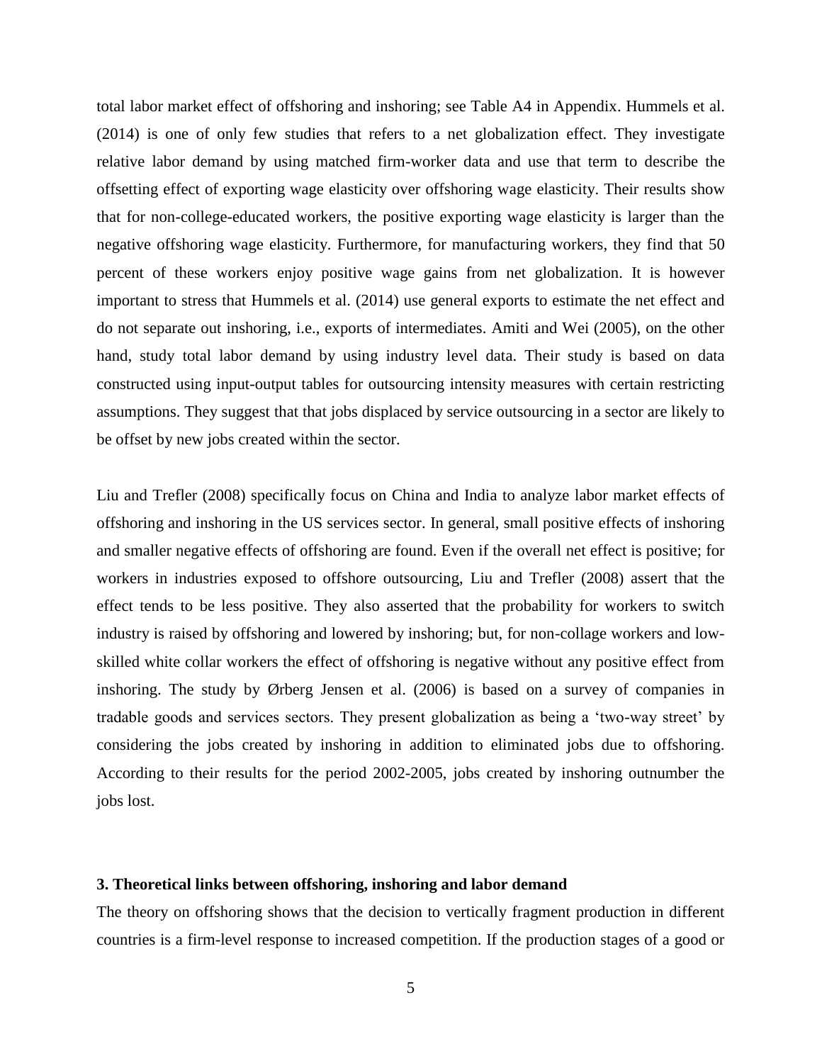total labor market effect of offshoring and inshoring; see Table A4 in Appendix. Hummels et al. (2014) is one of only few studies that refers to a net globalization effect. They investigate relative labor demand by using matched firm-worker data and use that term to describe the offsetting effect of exporting wage elasticity over offshoring wage elasticity. Their results show that for non-college-educated workers, the positive exporting wage elasticity is larger than the negative offshoring wage elasticity. Furthermore, for manufacturing workers, they find that 50 percent of these workers enjoy positive wage gains from net globalization. It is however important to stress that Hummels et al. (2014) use general exports to estimate the net effect and do not separate out inshoring, i.e., exports of intermediates. Amiti and Wei (2005), on the other hand, study total labor demand by using industry level data. Their study is based on data constructed using input-output tables for outsourcing intensity measures with certain restricting assumptions. They suggest that that jobs displaced by service outsourcing in a sector are likely to be offset by new jobs created within the sector.

Liu and Trefler (2008) specifically focus on China and India to analyze labor market effects of offshoring and inshoring in the US services sector. In general, small positive effects of inshoring and smaller negative effects of offshoring are found. Even if the overall net effect is positive; for workers in industries exposed to offshore outsourcing, Liu and Trefler (2008) assert that the effect tends to be less positive. They also asserted that the probability for workers to switch industry is raised by offshoring and lowered by inshoring; but, for non-collage workers and low-skilled white collar workers the effect of offshoring is negative without any positive effect from inshoring. The study by Ørberg Jensen et al. (2006) is based on a survey of companies in tradable goods and services sectors. They present globalization as being a 'two-way street' by considering the jobs created by inshoring in addition to eliminated jobs due to offshoring. According to their results for the period 2002-2005, jobs created by inshoring outnumber the jobs lost.

### 3. Theoretical links between offshoring, inshoring and labor demand

The theory on offshoring shows that the decision to vertically fragment production in different countries is a firm-level response to increased competition. If the production stages of a good or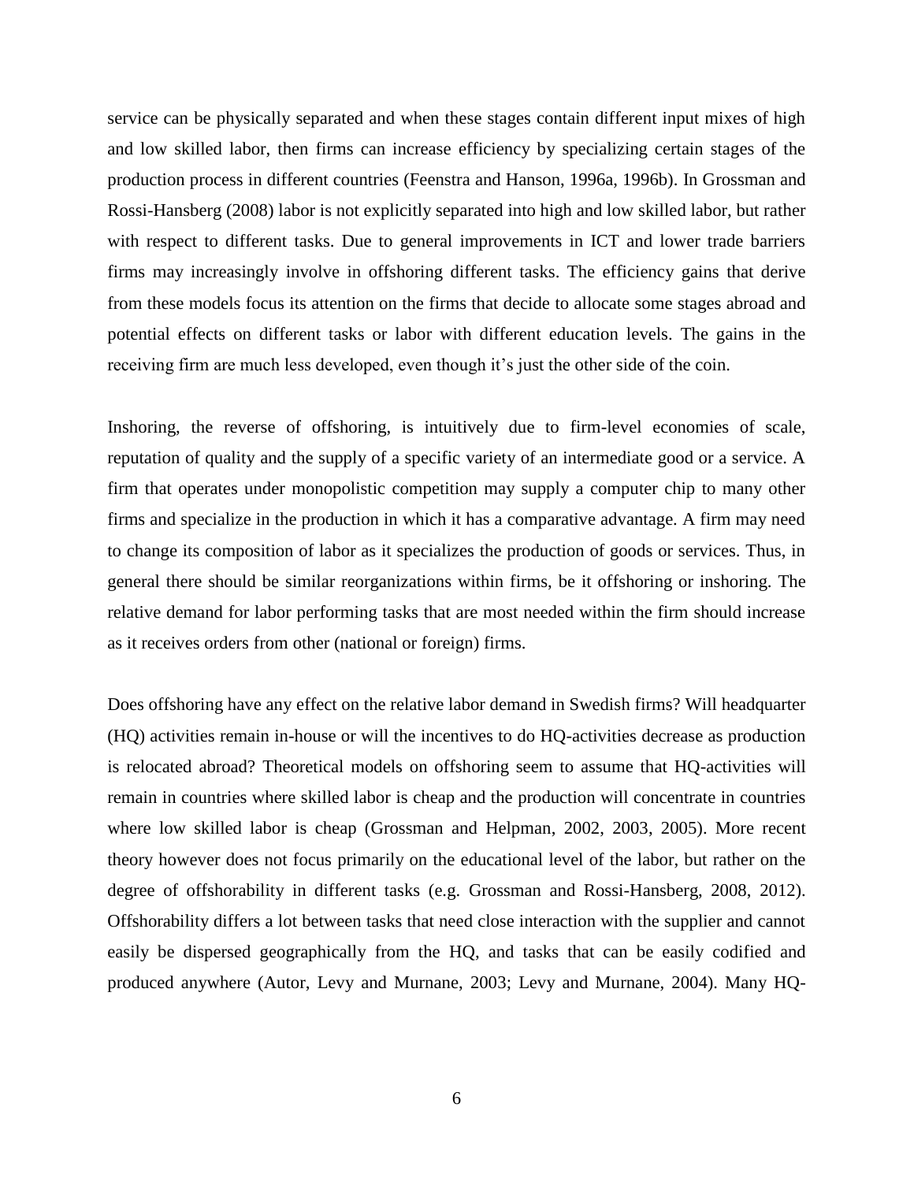service can be physically separated and when these stages contain different input mixes of high and low skilled labor, then firms can increase efficiency by specializing certain stages of the production process in different countries (Feenstra and Hanson, 1996a, 1996b). In Grossman and Rossi-Hansberg (2008) labor is not explicitly separated into high and low skilled labor, but rather with respect to different tasks. Due to general improvements in ICT and lower trade barriers firms may increasingly involve in offshoring different tasks. The efficiency gains that derive from these models focus its attention on the firms that decide to allocate some stages abroad and potential effects on different tasks or labor with different education levels. The gains in the receiving firm are much less developed, even though it's just the other side of the coin.

Inshoring, the reverse of offshoring, is intuitively due to firm-level economies of scale, reputation of quality and the supply of a specific variety of an intermediate good or a service. A firm that operates under monopolistic competition may supply a computer chip to many other firms and specialize in the production in which it has a comparative advantage. A firm may need to change its composition of labor as it specializes the production of goods or services. Thus, in general there should be similar reorganizations within firms, be it offshoring or inshoring. The relative demand for labor performing tasks that are most needed within the firm should increase as it receives orders from other (national or foreign) firms.

Does offshoring have any effect on the relative labor demand in Swedish firms? Will headquarter (HQ) activities remain in-house or will the incentives to do HQ-activities decrease as production is relocated abroad? Theoretical models on offshoring seem to assume that HQ-activities will remain in countries where skilled labor is cheap and the production will concentrate in countries where low skilled labor is cheap (Grossman and Helpman, 2002, 2003, 2005). More recent theory however does not focus primarily on the educational level of the labor, but rather on the degree of offshorability in different tasks (e.g. Grossman and Rossi-Hansberg, 2008, 2012). Offshorability differs a lot between tasks that need close interaction with the supplier and cannot easily be dispersed geographically from the HQ, and tasks that can be easily codified and produced anywhere (Autor, Levy and Murnane, 2003; Levy and Murnane, 2004). Many HQ-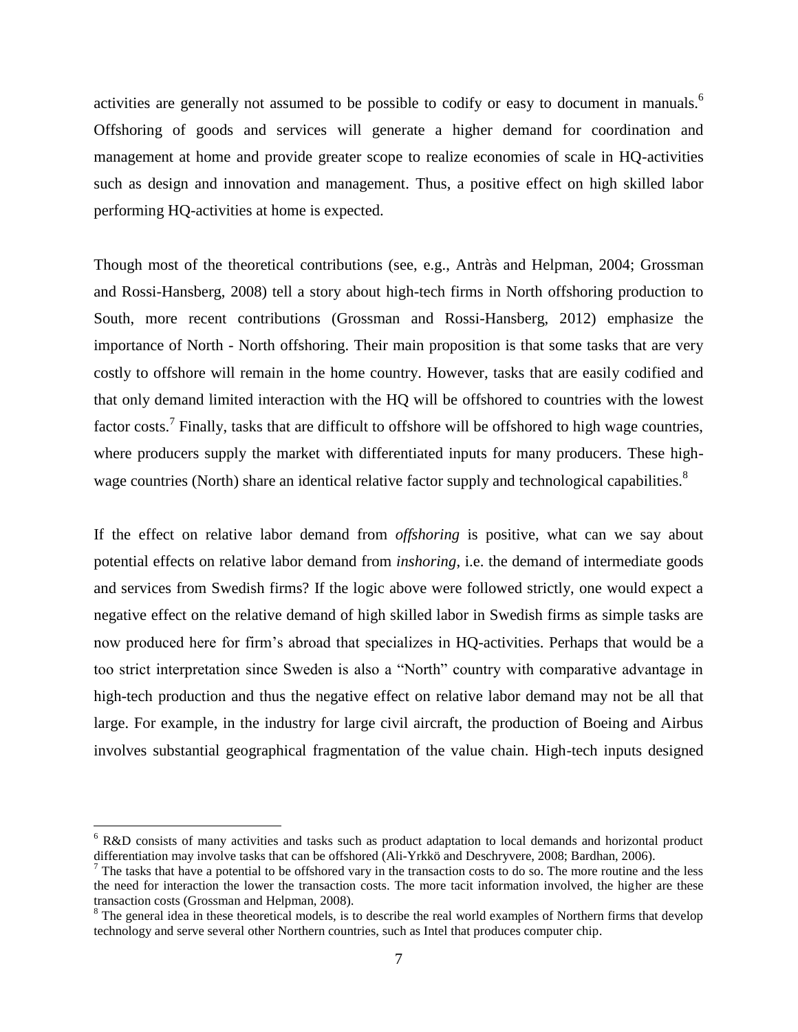activities are generally not assumed to be possible to codify or easy to document in manuals.[6] Offshoring of goods and services will generate a higher demand for coordination and management at home and provide greater scope to realize economies of scale in HQ-activities such as design and innovation and management. Thus, a positive effect on high skilled labor performing HQ-activities at home is expected.

Though most of the theoretical contributions (see, e.g., Antràs and Helpman, 2004; Grossman and Rossi-Hansberg, 2008) tell a story about high-tech firms in North offshoring production to South, more recent contributions (Grossman and Rossi-Hansberg, 2012) emphasize the importance of North - North offshoring. Their main proposition is that some tasks that are very costly to offshore will remain in the home country. However, tasks that are easily codified and that only demand limited interaction with the HQ will be offshored to countries with the lowest factor costs.[7] Finally, tasks that are difficult to offshore will be offshored to high wage countries, where producers supply the market with differentiated inputs for many producers. These high-wage countries (North) share an identical relative factor supply and technological capabilities.[8]

If the effect on relative labor demand from *offshoring* is positive, what can we say about potential effects on relative labor demand from *inshoring*, i.e. the demand of intermediate goods and services from Swedish firms? If the logic above were followed strictly, one would expect a negative effect on the relative demand of high skilled labor in Swedish firms as simple tasks are now produced here for firm's abroad that specializes in HQ-activities. Perhaps that would be a too strict interpretation since Sweden is also a "North" country with comparative advantage in high-tech production and thus the negative effect on relative labor demand may not be all that large. For example, in the industry for large civil aircraft, the production of Boeing and Airbus involves substantial geographical fragmentation of the value chain. High-tech inputs designed

---

[6] R&D consists of many activities and tasks such as product adaptation to local demands and horizontal product differentiation may involve tasks that can be offshored (Ali-Yrkkö and Deschryvere, 2008; Bardhan, 2006).

[7] The tasks that have a potential to be offshored vary in the transaction costs to do so. The more routine and the less the need for interaction the lower the transaction costs. The more tacit information involved, the higher are these transaction costs (Grossman and Helpman, 2008).

[8] The general idea in these theoretical models, is to describe the real world examples of Northern firms that develop technology and serve several other Northern countries, such as Intel that produces computer chip.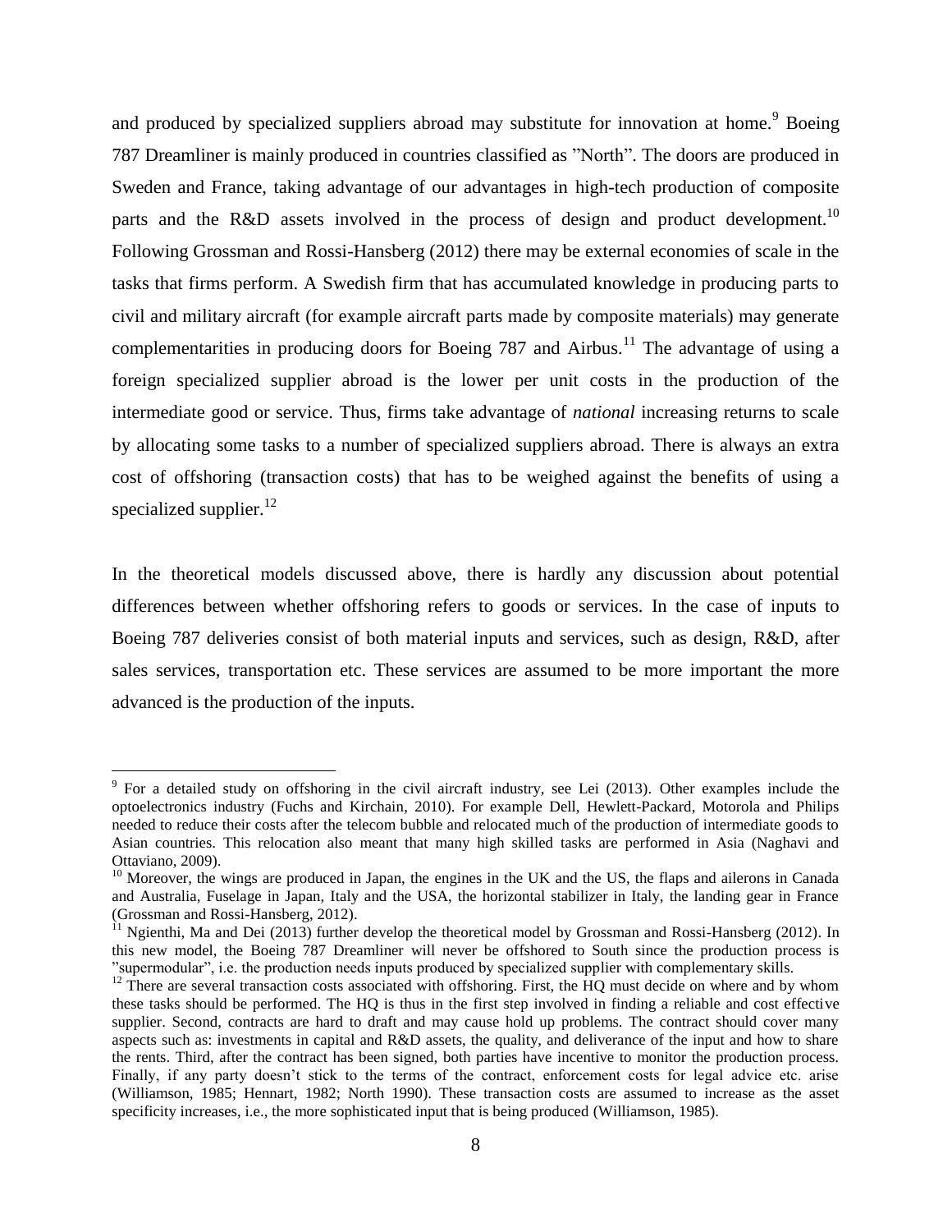and produced by specialized suppliers abroad may substitute for innovation at home.[9] Boeing 787 Dreamliner is mainly produced in countries classified as ”North”. The doors are produced in Sweden and France, taking advantage of our advantages in high-tech production of composite parts and the R&D assets involved in the process of design and product development.[10] Following Grossman and Rossi-Hansberg (2012) there may be external economies of scale in the tasks that firms perform. A Swedish firm that has accumulated knowledge in producing parts to civil and military aircraft (for example aircraft parts made by composite materials) may generate complementarities in producing doors for Boeing 787 and Airbus.[11] The advantage of using a foreign specialized supplier abroad is the lower per unit costs in the production of the intermediate good or service. Thus, firms take advantage of *national* increasing returns to scale by allocating some tasks to a number of specialized suppliers abroad. There is always an extra cost of offshoring (transaction costs) that has to be weighed against the benefits of using a specialized supplier.[12]

In the theoretical models discussed above, there is hardly any discussion about potential differences between whether offshoring refers to goods or services. In the case of inputs to Boeing 787 deliveries consist of both material inputs and services, such as design, R&D, after sales services, transportation etc. These services are assumed to be more important the more advanced is the production of the inputs.

---

[9] For a detailed study on offshoring in the civil aircraft industry, see Lei (2013). Other examples include the optoelectronics industry (Fuchs and Kirchain, 2010). For example Dell, Hewlett-Packard, Motorola and Philips needed to reduce their costs after the telecom bubble and relocated much of the production of intermediate goods to Asian countries. This relocation also meant that many high skilled tasks are performed in Asia (Naghavi and Ottaviano, 2009).

[10] Moreover, the wings are produced in Japan, the engines in the UK and the US, the flaps and ailerons in Canada and Australia, Fuselage in Japan, Italy and the USA, the horizontal stabilizer in Italy, the landing gear in France (Grossman and Rossi-Hansberg, 2012).

[11] Ngienthi, Ma and Dei (2013) further develop the theoretical model by Grossman and Rossi-Hansberg (2012). In this new model, the Boeing 787 Dreamliner will never be offshored to South since the production process is ”supermodular”, i.e. the production needs inputs produced by specialized supplier with complementary skills.

[12] There are several transaction costs associated with offshoring. First, the HQ must decide on where and by whom these tasks should be performed. The HQ is thus in the first step involved in finding a reliable and cost effective supplier. Second, contracts are hard to draft and may cause hold up problems. The contract should cover many aspects such as: investments in capital and R&D assets, the quality, and deliverance of the input and how to share the rents. Third, after the contract has been signed, both parties have incentive to monitor the production process. Finally, if any party doesn't stick to the terms of the contract, enforcement costs for legal advice etc. arise (Williamson, 1985; Hennart, 1982; North 1990). These transaction costs are assumed to increase as the asset specificity increases, i.e., the more sophisticated input that is being produced (Williamson, 1985).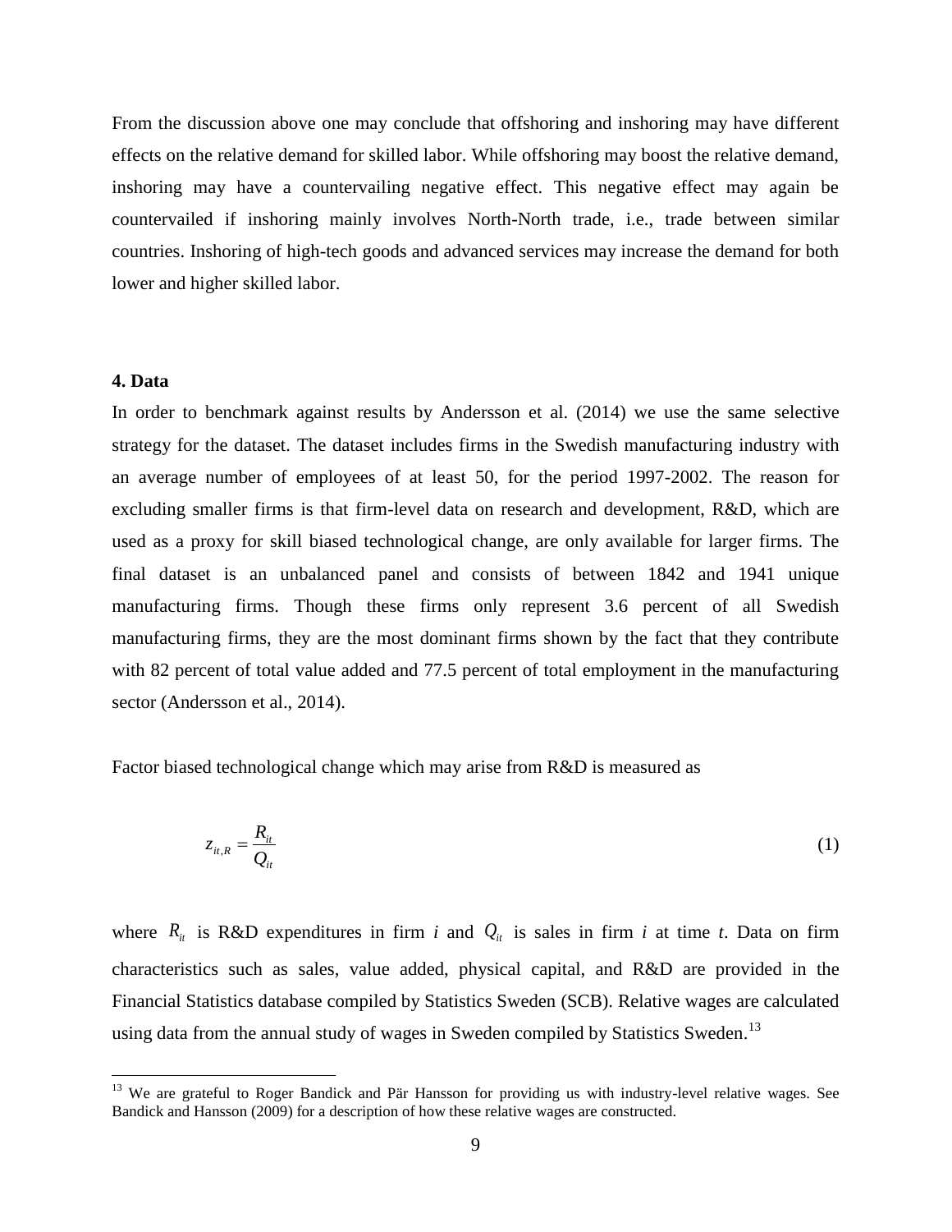From the discussion above one may conclude that offshoring and inshoring may have different effects on the relative demand for skilled labor. While offshoring may boost the relative demand, inshoring may have a countervailing negative effect. This negative effect may again be countervailed if inshoring mainly involves North-North trade, i.e., trade between similar countries. Inshoring of high-tech goods and advanced services may increase the demand for both lower and higher skilled labor.

## 4. Data

In order to benchmark against results by Andersson et al. (2014) we use the same selective strategy for the dataset. The dataset includes firms in the Swedish manufacturing industry with an average number of employees of at least 50, for the period 1997-2002. The reason for excluding smaller firms is that firm-level data on research and development, R&D, which are used as a proxy for skill biased technological change, are only available for larger firms. The final dataset is an unbalanced panel and consists of between 1842 and 1941 unique manufacturing firms. Though these firms only represent 3.6 percent of all Swedish manufacturing firms, they are the most dominant firms shown by the fact that they contribute with 82 percent of total value added and 77.5 percent of total employment in the manufacturing sector (Andersson et al., 2014).

Factor biased technological change which may arise from R&D is measured as

$$z_{it,R} = \frac{R_{it}}{Q_{it}} \tag{1}$$

where $R_{it}$ is R&D expenditures in firm *i* and $Q_{it}$ is sales in firm *i* at time *t*. Data on firm characteristics such as sales, value added, physical capital, and R&D are provided in the Financial Statistics database compiled by Statistics Sweden (SCB). Relative wages are calculated using data from the annual study of wages in Sweden compiled by Statistics Sweden.[13]

[13] We are grateful to Roger Bandick and Pär Hansson for providing us with industry-level relative wages. See Bandick and Hansson (2009) for a description of how these relative wages are constructed.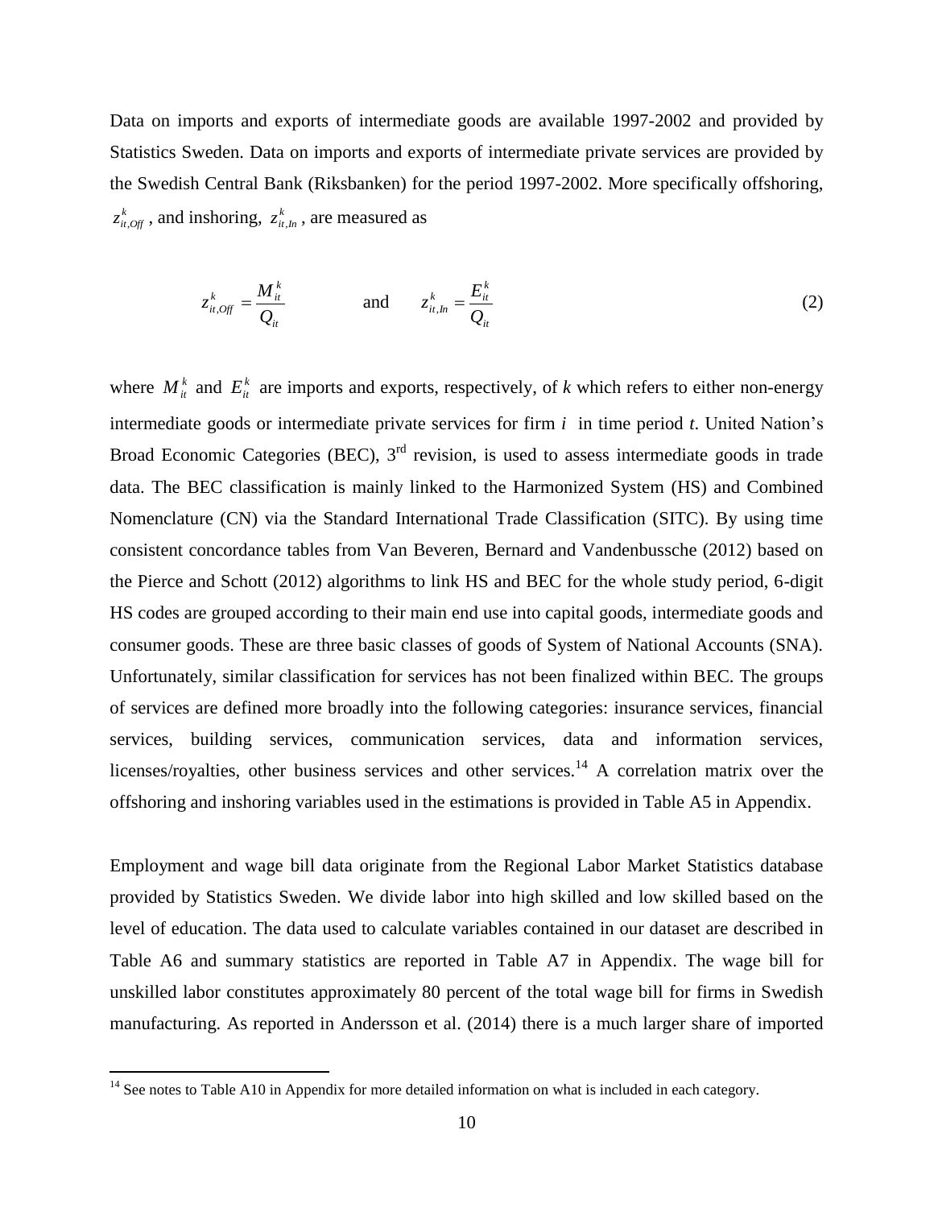Data on imports and exports of intermediate goods are available 1997-2002 and provided by Statistics Sweden. Data on imports and exports of intermediate private services are provided by the Swedish Central Bank (Riksbanken) for the period 1997-2002. More specifically offshoring, $z^k_{it,Off}$, and inshoring, $z^k_{it,In}$, are measured as

$$z^k_{it,Off} = \frac{M^k_{it}}{Q_{it}} \qquad \text{and} \qquad z^k_{it,In} = \frac{E^k_{it}}{Q_{it}} \tag{2}$$

where $M^k_{it}$ and $E^k_{it}$ are imports and exports, respectively, of *k* which refers to either non-energy intermediate goods or intermediate private services for firm $i$ in time period *t*. United Nation's Broad Economic Categories (BEC), 3rd revision, is used to assess intermediate goods in trade data. The BEC classification is mainly linked to the Harmonized System (HS) and Combined Nomenclature (CN) via the Standard International Trade Classification (SITC). By using time consistent concordance tables from Van Beveren, Bernard and Vandenbussche (2012) based on the Pierce and Schott (2012) algorithms to link HS and BEC for the whole study period, 6-digit HS codes are grouped according to their main end use into capital goods, intermediate goods and consumer goods. These are three basic classes of goods of System of National Accounts (SNA). Unfortunately, similar classification for services has not been finalized within BEC. The groups of services are defined more broadly into the following categories: insurance services, financial services, building services, communication services, data and information services, licenses/royalties, other business services and other services.[14] A correlation matrix over the offshoring and inshoring variables used in the estimations is provided in Table A5 in Appendix.

Employment and wage bill data originate from the Regional Labor Market Statistics database provided by Statistics Sweden. We divide labor into high skilled and low skilled based on the level of education. The data used to calculate variables contained in our dataset are described in Table A6 and summary statistics are reported in Table A7 in Appendix. The wage bill for unskilled labor constitutes approximately 80 percent of the total wage bill for firms in Swedish manufacturing. As reported in Andersson et al. (2014) there is a much larger share of imported

[14] See notes to Table A10 in Appendix for more detailed information on what is included in each category.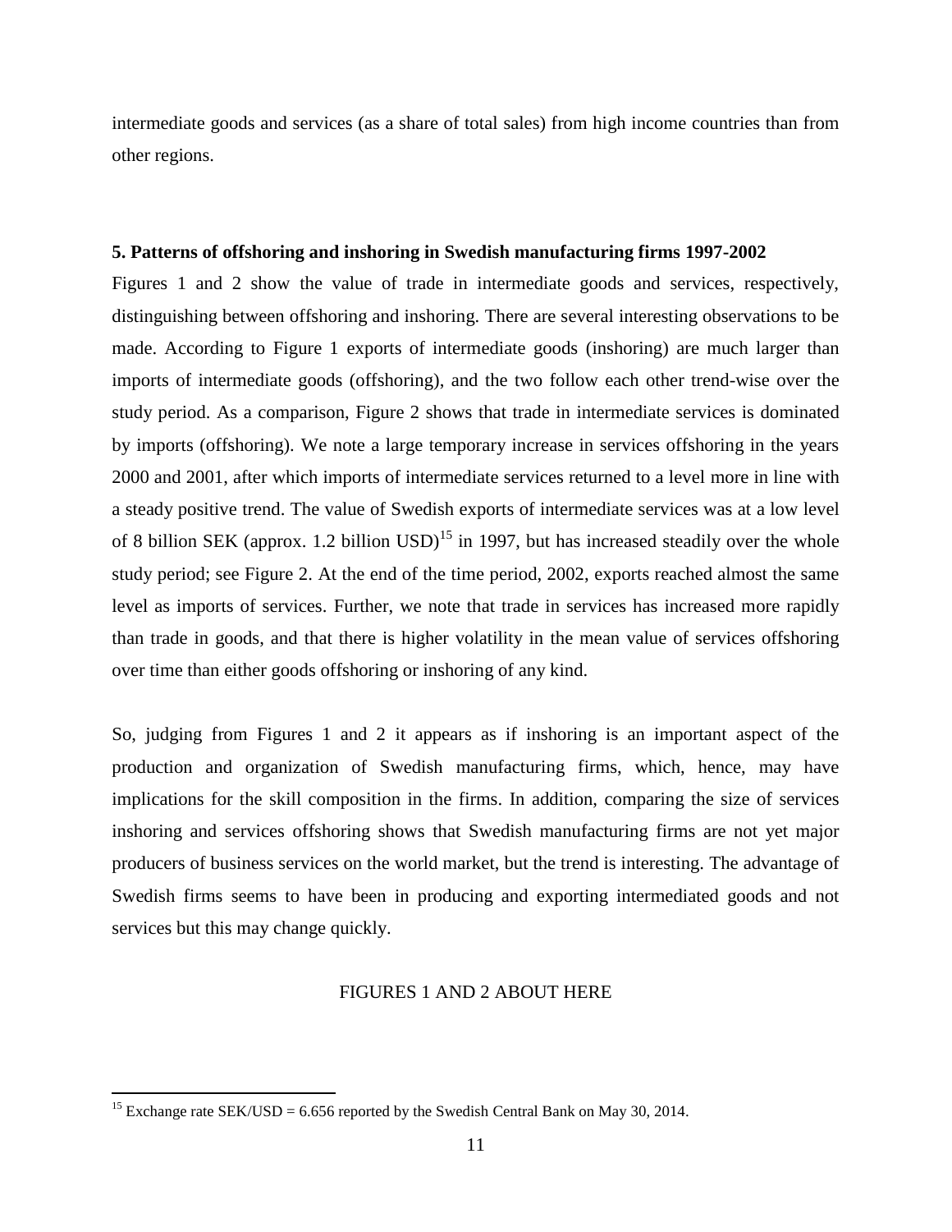intermediate goods and services (as a share of total sales) from high income countries than from other regions.

### 5. Patterns of offshoring and inshoring in Swedish manufacturing firms 1997-2002

Figures 1 and 2 show the value of trade in intermediate goods and services, respectively, distinguishing between offshoring and inshoring. There are several interesting observations to be made. According to Figure 1 exports of intermediate goods (inshoring) are much larger than imports of intermediate goods (offshoring), and the two follow each other trend-wise over the study period. As a comparison, Figure 2 shows that trade in intermediate services is dominated by imports (offshoring). We note a large temporary increase in services offshoring in the years 2000 and 2001, after which imports of intermediate services returned to a level more in line with a steady positive trend. The value of Swedish exports of intermediate services was at a low level of 8 billion SEK (approx. 1.2 billion USD)[15] in 1997, but has increased steadily over the whole study period; see Figure 2. At the end of the time period, 2002, exports reached almost the same level as imports of services. Further, we note that trade in services has increased more rapidly than trade in goods, and that there is higher volatility in the mean value of services offshoring over time than either goods offshoring or inshoring of any kind.

So, judging from Figures 1 and 2 it appears as if inshoring is an important aspect of the production and organization of Swedish manufacturing firms, which, hence, may have implications for the skill composition in the firms. In addition, comparing the size of services inshoring and services offshoring shows that Swedish manufacturing firms are not yet major producers of business services on the world market, but the trend is interesting. The advantage of Swedish firms seems to have been in producing and exporting intermediated goods and not services but this may change quickly.

FIGURES 1 AND 2 ABOUT HERE

[15] Exchange rate SEK/USD = 6.656 reported by the Swedish Central Bank on May 30, 2014.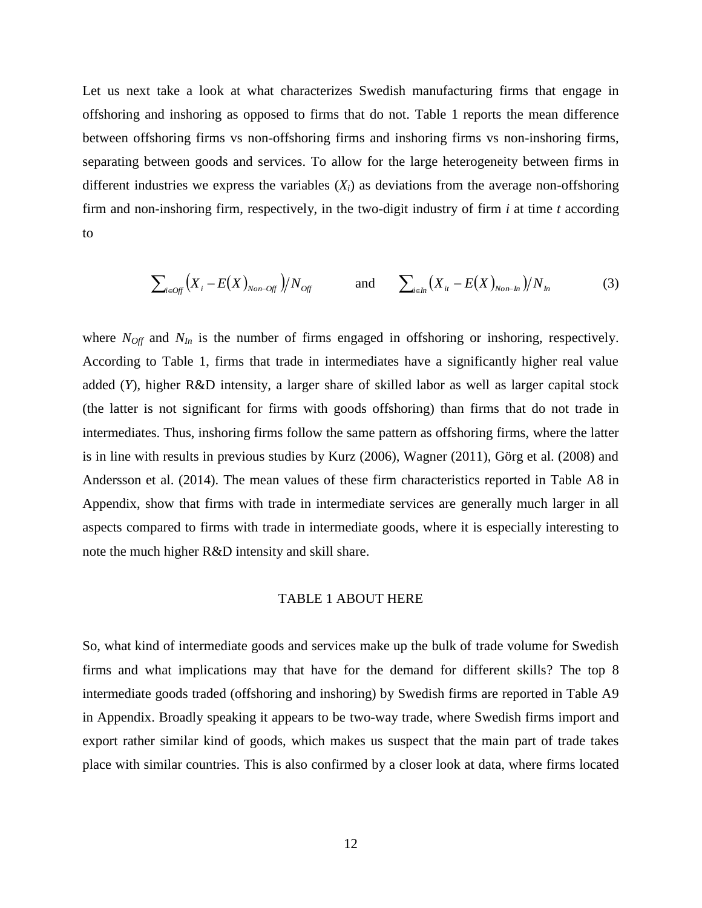Let us next take a look at what characterizes Swedish manufacturing firms that engage in offshoring and inshoring as opposed to firms that do not. Table 1 reports the mean difference between offshoring firms vs non-offshoring firms and inshoring firms vs non-inshoring firms, separating between goods and services. To allow for the large heterogeneity between firms in different industries we express the variables ($X_i$) as deviations from the average non-offshoring firm and non-inshoring firm, respectively, in the two-digit industry of firm *i* at time *t* according to

$$\sum_{i \in Off} \left( X_i - E(X)_{Non-Off} \right) / N_{Off} \qquad \text{and} \qquad \sum_{i \in In} \left( X_{it} - E(X)_{Non-In} \right) / N_{In} \tag{3}$$

where $N_{Off}$ and $N_{In}$ is the number of firms engaged in offshoring or inshoring, respectively. According to Table 1, firms that trade in intermediates have a significantly higher real value added (*Y*), higher R&D intensity, a larger share of skilled labor as well as larger capital stock (the latter is not significant for firms with goods offshoring) than firms that do not trade in intermediates. Thus, inshoring firms follow the same pattern as offshoring firms, where the latter is in line with results in previous studies by Kurz (2006), Wagner (2011), Görg et al. (2008) and Andersson et al. (2014). The mean values of these firm characteristics reported in Table A8 in Appendix, show that firms with trade in intermediate services are generally much larger in all aspects compared to firms with trade in intermediate goods, where it is especially interesting to note the much higher R&D intensity and skill share.

TABLE 1 ABOUT HERE

So, what kind of intermediate goods and services make up the bulk of trade volume for Swedish firms and what implications may that have for the demand for different skills? The top 8 intermediate goods traded (offshoring and inshoring) by Swedish firms are reported in Table A9 in Appendix. Broadly speaking it appears to be two-way trade, where Swedish firms import and export rather similar kind of goods, which makes us suspect that the main part of trade takes place with similar countries. This is also confirmed by a closer look at data, where firms located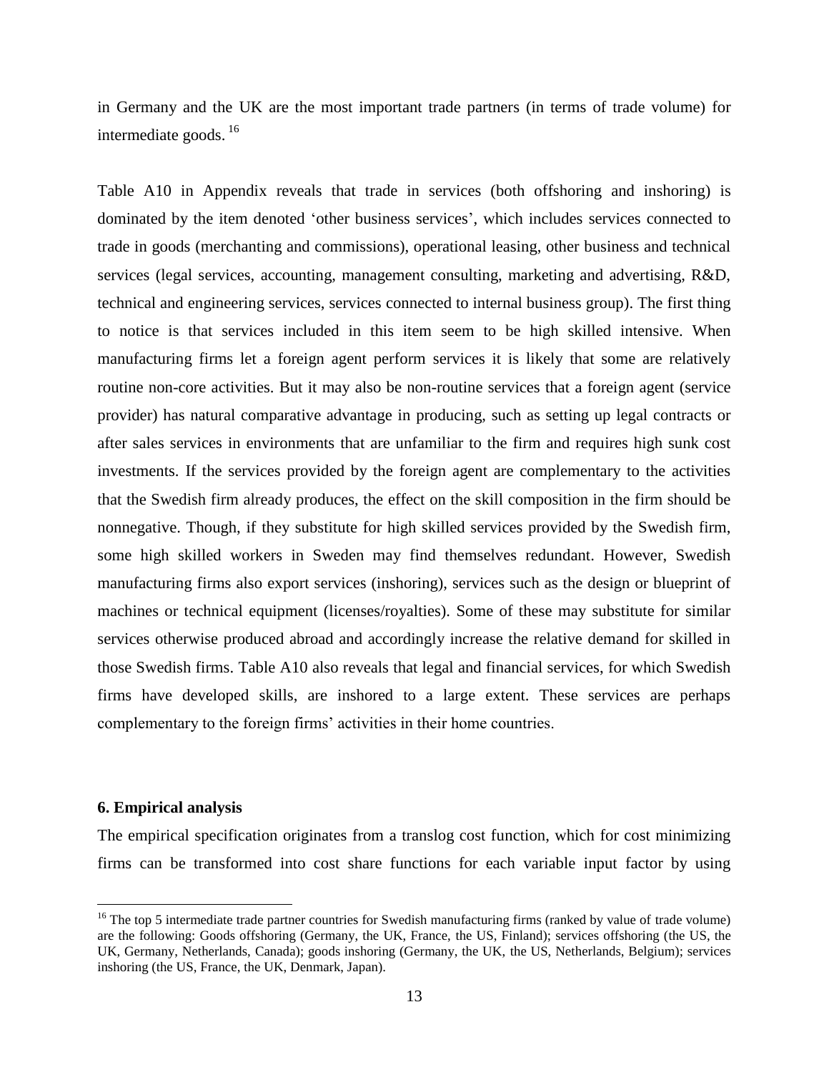in Germany and the UK are the most important trade partners (in terms of trade volume) for intermediate goods.[16]

Table A10 in Appendix reveals that trade in services (both offshoring and inshoring) is dominated by the item denoted 'other business services', which includes services connected to trade in goods (merchanting and commissions), operational leasing, other business and technical services (legal services, accounting, management consulting, marketing and advertising, R&D, technical and engineering services, services connected to internal business group). The first thing to notice is that services included in this item seem to be high skilled intensive. When manufacturing firms let a foreign agent perform services it is likely that some are relatively routine non-core activities. But it may also be non-routine services that a foreign agent (service provider) has natural comparative advantage in producing, such as setting up legal contracts or after sales services in environments that are unfamiliar to the firm and requires high sunk cost investments. If the services provided by the foreign agent are complementary to the activities that the Swedish firm already produces, the effect on the skill composition in the firm should be nonnegative. Though, if they substitute for high skilled services provided by the Swedish firm, some high skilled workers in Sweden may find themselves redundant. However, Swedish manufacturing firms also export services (inshoring), services such as the design or blueprint of machines or technical equipment (licenses/royalties). Some of these may substitute for similar services otherwise produced abroad and accordingly increase the relative demand for skilled in those Swedish firms. Table A10 also reveals that legal and financial services, for which Swedish firms have developed skills, are inshored to a large extent. These services are perhaps complementary to the foreign firms' activities in their home countries.

## 6. Empirical analysis

The empirical specification originates from a translog cost function, which for cost minimizing firms can be transformed into cost share functions for each variable input factor by using

[16] The top 5 intermediate trade partner countries for Swedish manufacturing firms (ranked by value of trade volume) are the following: Goods offshoring (Germany, the UK, France, the US, Finland); services offshoring (the US, the UK, Germany, Netherlands, Canada); goods inshoring (Germany, the UK, the US, Netherlands, Belgium); services inshoring (the US, France, the UK, Denmark, Japan).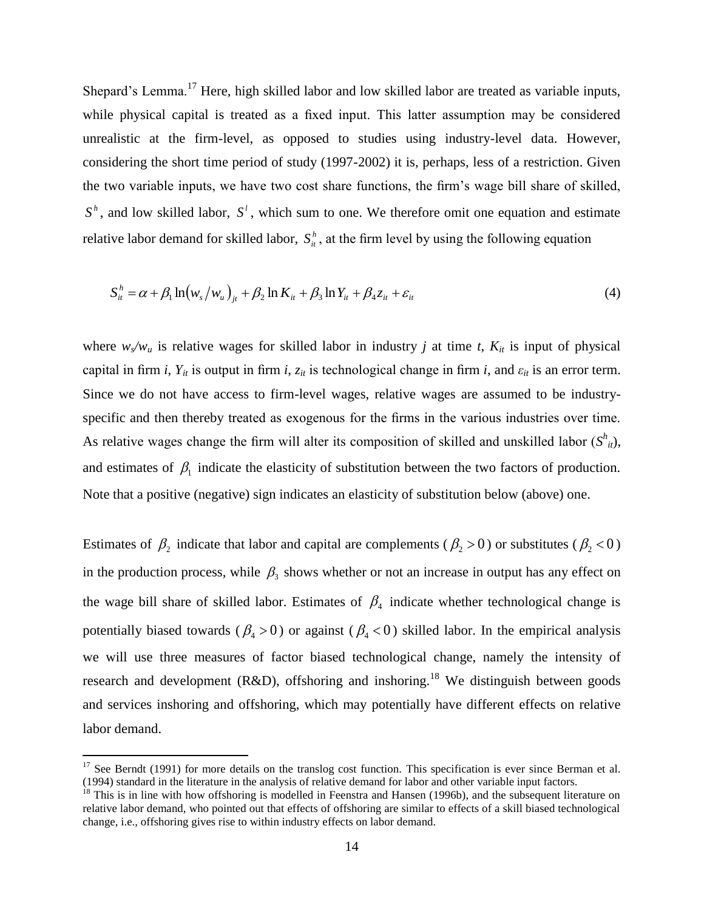Shepard's Lemma.[17] Here, high skilled labor and low skilled labor are treated as variable inputs, while physical capital is treated as a fixed input. This latter assumption may be considered unrealistic at the firm-level, as opposed to studies using industry-level data. However, considering the short time period of study (1997-2002) it is, perhaps, less of a restriction. Given the two variable inputs, we have two cost share functions, the firm's wage bill share of skilled, $S^h$, and low skilled labor, $S^l$, which sum to one. We therefore omit one equation and estimate relative labor demand for skilled labor, $S^h_{it}$, at the firm level by using the following equation

$$S^h_{it} = \alpha + \beta_1 \ln(w_s/w_u)_{jt} + \beta_2 \ln K_{it} + \beta_3 \ln Y_{it} + \beta_4 z_{it} + \varepsilon_{it} \tag{4}$$

where $w_s/w_u$ is relative wages for skilled labor in industry $j$ at time $t$, $K_{it}$ is input of physical capital in firm $i$, $Y_{it}$ is output in firm $i$, $z_{it}$ is technological change in firm $i$, and $\varepsilon_{it}$ is an error term. Since we do not have access to firm-level wages, relative wages are assumed to be industry-specific and then thereby treated as exogenous for the firms in the various industries over time. As relative wages change the firm will alter its composition of skilled and unskilled labor ($S^h_{it}$), and estimates of $\beta_1$ indicate the elasticity of substitution between the two factors of production. Note that a positive (negative) sign indicates an elasticity of substitution below (above) one.

Estimates of $\beta_2$ indicate that labor and capital are complements ($\beta_2 > 0$) or substitutes ($\beta_2 < 0$) in the production process, while $\beta_3$ shows whether or not an increase in output has any effect on the wage bill share of skilled labor. Estimates of $\beta_4$ indicate whether technological change is potentially biased towards ($\beta_4 > 0$) or against ($\beta_4 < 0$) skilled labor. In the empirical analysis we will use three measures of factor biased technological change, namely the intensity of research and development (R&D), offshoring and inshoring.[18] We distinguish between goods and services inshoring and offshoring, which may potentially have different effects on relative labor demand.

[17] See Berndt (1991) for more details on the translog cost function. This specification is ever since Berman et al. (1994) standard in the literature in the analysis of relative demand for labor and other variable input factors.

[18] This is in line with how offshoring is modelled in Feenstra and Hansen (1996b), and the subsequent literature on relative labor demand, who pointed out that effects of offshoring are similar to effects of a skill biased technological change, i.e., offshoring gives rise to within industry effects on labor demand.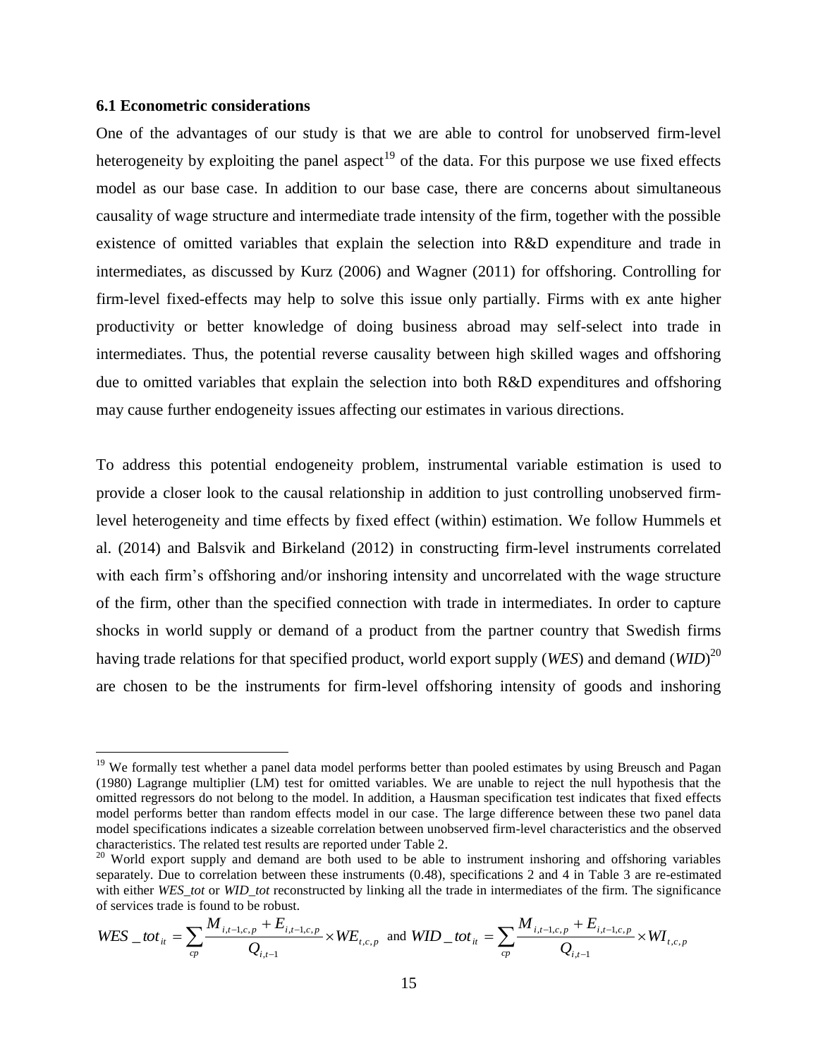### 6.1 Econometric considerations

One of the advantages of our study is that we are able to control for unobserved firm-level heterogeneity by exploiting the panel aspect[19] of the data. For this purpose we use fixed effects model as our base case. In addition to our base case, there are concerns about simultaneous causality of wage structure and intermediate trade intensity of the firm, together with the possible existence of omitted variables that explain the selection into R&D expenditure and trade in intermediates, as discussed by Kurz (2006) and Wagner (2011) for offshoring. Controlling for firm-level fixed-effects may help to solve this issue only partially. Firms with ex ante higher productivity or better knowledge of doing business abroad may self-select into trade in intermediates. Thus, the potential reverse causality between high skilled wages and offshoring due to omitted variables that explain the selection into both R&D expenditures and offshoring may cause further endogeneity issues affecting our estimates in various directions.

To address this potential endogeneity problem, instrumental variable estimation is used to provide a closer look to the causal relationship in addition to just controlling unobserved firm-level heterogeneity and time effects by fixed effect (within) estimation. We follow Hummels et al. (2014) and Balsvik and Birkeland (2012) in constructing firm-level instruments correlated with each firm's offshoring and/or inshoring intensity and uncorrelated with the wage structure of the firm, other than the specified connection with trade in intermediates. In order to capture shocks in world supply or demand of a product from the partner country that Swedish firms having trade relations for that specified product, world export supply (*WES*) and demand (*WID*)[20] are chosen to be the instruments for firm-level offshoring intensity of goods and inshoring

---

[19] We formally test whether a panel data model performs better than pooled estimates by using Breusch and Pagan (1980) Lagrange multiplier (LM) test for omitted variables. We are unable to reject the null hypothesis that the omitted regressors do not belong to the model. In addition, a Hausman specification test indicates that fixed effects model performs better than random effects model in our case. The large difference between these two panel data model specifications indicates a sizeable correlation between unobserved firm-level characteristics and the observed characteristics. The related test results are reported under Table 2.

[20] World export supply and demand are both used to be able to instrument inshoring and offshoring variables separately. Due to correlation between these instruments (0.48), specifications 2 and 4 in Table 3 are re-estimated with either *WES_tot* or *WID_tot* reconstructed by linking all the trade in intermediates of the firm. The significance of services trade is found to be robust.

$$WES\_tot_{it} = \sum_{cp} \frac{M_{i,t-1,c,p} + E_{i,t-1,c,p}}{Q_{i,t-1}} \times WE_{t,c,p} \text{ and } WID\_tot_{it} = \sum_{cp} \frac{M_{i,t-1,c,p} + E_{i,t-1,c,p}}{Q_{i,t-1}} \times WI_{t,c,p}$$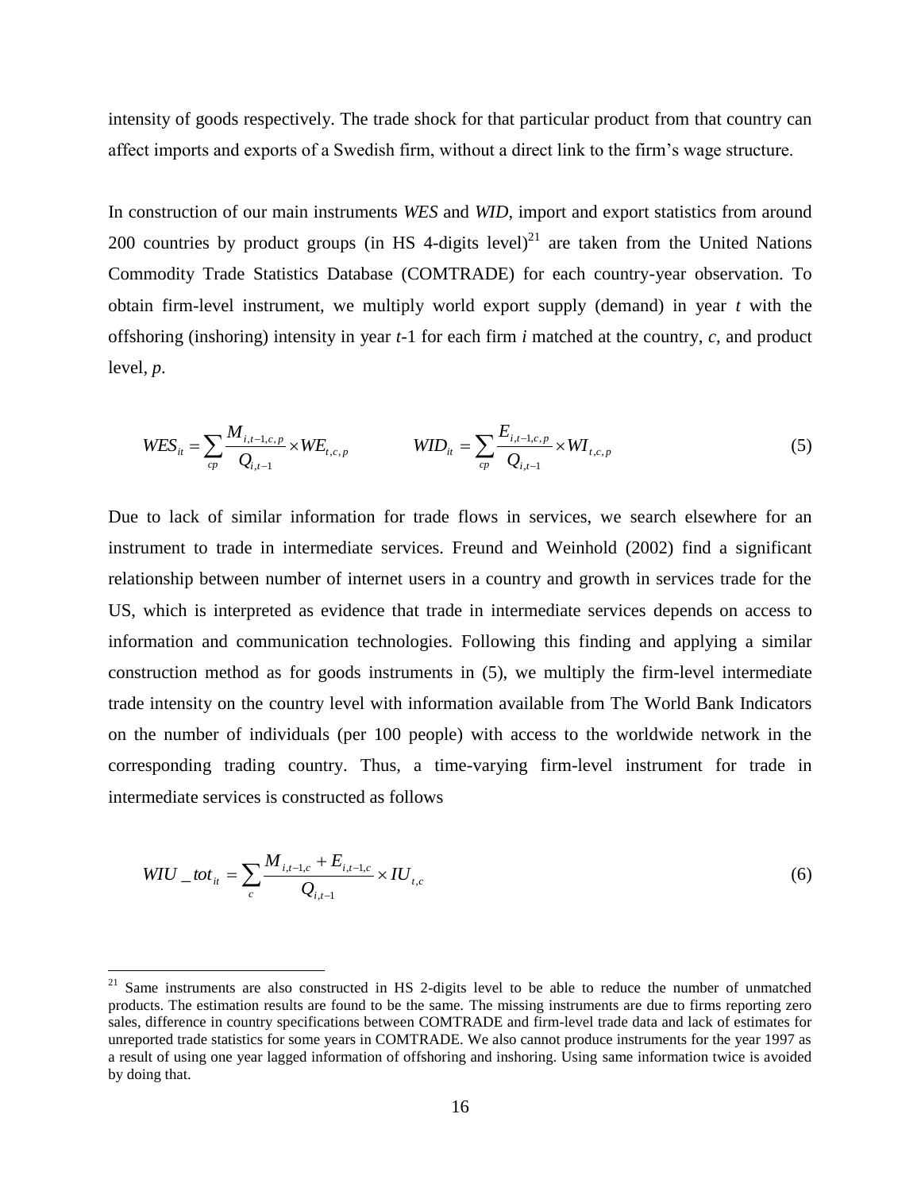intensity of goods respectively. The trade shock for that particular product from that country can affect imports and exports of a Swedish firm, without a direct link to the firm's wage structure.

In construction of our main instruments *WES* and *WID*, import and export statistics from around 200 countries by product groups (in HS 4-digits level)[21] are taken from the United Nations Commodity Trade Statistics Database (COMTRADE) for each country-year observation. To obtain firm-level instrument, we multiply world export supply (demand) in year $t$ with the offshoring (inshoring) intensity in year $t$-1 for each firm $i$ matched at the country, $c$, and product level, $p$.

$$WES_{it} = \sum_{cp} \frac{M_{i,t-1,c,p}}{Q_{i,t-1}} \times WE_{t,c,p} \qquad\qquad WID_{it} = \sum_{cp} \frac{E_{i,t-1,c,p}}{Q_{i,t-1}} \times WI_{t,c,p} \tag{5}$$

Due to lack of similar information for trade flows in services, we search elsewhere for an instrument to trade in intermediate services. Freund and Weinhold (2002) find a significant relationship between number of internet users in a country and growth in services trade for the US, which is interpreted as evidence that trade in intermediate services depends on access to information and communication technologies. Following this finding and applying a similar construction method as for goods instruments in (5), we multiply the firm-level intermediate trade intensity on the country level with information available from The World Bank Indicators on the number of individuals (per 100 people) with access to the worldwide network in the corresponding trading country. Thus, a time-varying firm-level instrument for trade in intermediate services is constructed as follows

$$WIU\_tot_{it} = \sum_{c} \frac{M_{i,t-1,c} + E_{i,t-1,c}}{Q_{i,t-1}} \times IU_{t,c} \tag{6}$$

[21] Same instruments are also constructed in HS 2-digits level to be able to reduce the number of unmatched products. The estimation results are found to be the same. The missing instruments are due to firms reporting zero sales, difference in country specifications between COMTRADE and firm-level trade data and lack of estimates for unreported trade statistics for some years in COMTRADE. We also cannot produce instruments for the year 1997 as a result of using one year lagged information of offshoring and inshoring. Using same information twice is avoided by doing that.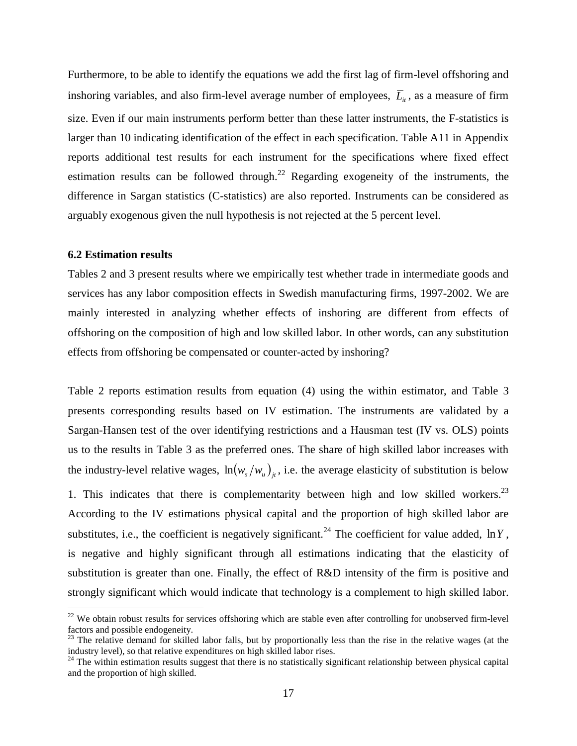Furthermore, to be able to identify the equations we add the first lag of firm-level offshoring and inshoring variables, and also firm-level average number of employees, $\overline{L}_{it}$, as a measure of firm size. Even if our main instruments perform better than these latter instruments, the F-statistics is larger than 10 indicating identification of the effect in each specification. Table A11 in Appendix reports additional test results for each instrument for the specifications where fixed effect estimation results can be followed through.[22] Regarding exogeneity of the instruments, the difference in Sargan statistics (C-statistics) are also reported. Instruments can be considered as arguably exogenous given the null hypothesis is not rejected at the 5 percent level.

### 6.2 Estimation results

Tables 2 and 3 present results where we empirically test whether trade in intermediate goods and services has any labor composition effects in Swedish manufacturing firms, 1997-2002. We are mainly interested in analyzing whether effects of inshoring are different from effects of offshoring on the composition of high and low skilled labor. In other words, can any substitution effects from offshoring be compensated or counter-acted by inshoring?

Table 2 reports estimation results from equation (4) using the within estimator, and Table 3 presents corresponding results based on IV estimation. The instruments are validated by a Sargan-Hansen test of the over identifying restrictions and a Hausman test (IV vs. OLS) points us to the results in Table 3 as the preferred ones. The share of high skilled labor increases with the industry-level relative wages, $\ln(w_s/w_u)_{jt}$, i.e. the average elasticity of substitution is below 1. This indicates that there is complementarity between high and low skilled workers.[23] According to the IV estimations physical capital and the proportion of high skilled labor are substitutes, i.e., the coefficient is negatively significant.[24] The coefficient for value added, $\ln Y$, is negative and highly significant through all estimations indicating that the elasticity of substitution is greater than one. Finally, the effect of R&D intensity of the firm is positive and strongly significant which would indicate that technology is a complement to high skilled labor.

---

[22] We obtain robust results for services offshoring which are stable even after controlling for unobserved firm-level factors and possible endogeneity.

[23] The relative demand for skilled labor falls, but by proportionally less than the rise in the relative wages (at the industry level), so that relative expenditures on high skilled labor rises.

[24] The within estimation results suggest that there is no statistically significant relationship between physical capital and the proportion of high skilled.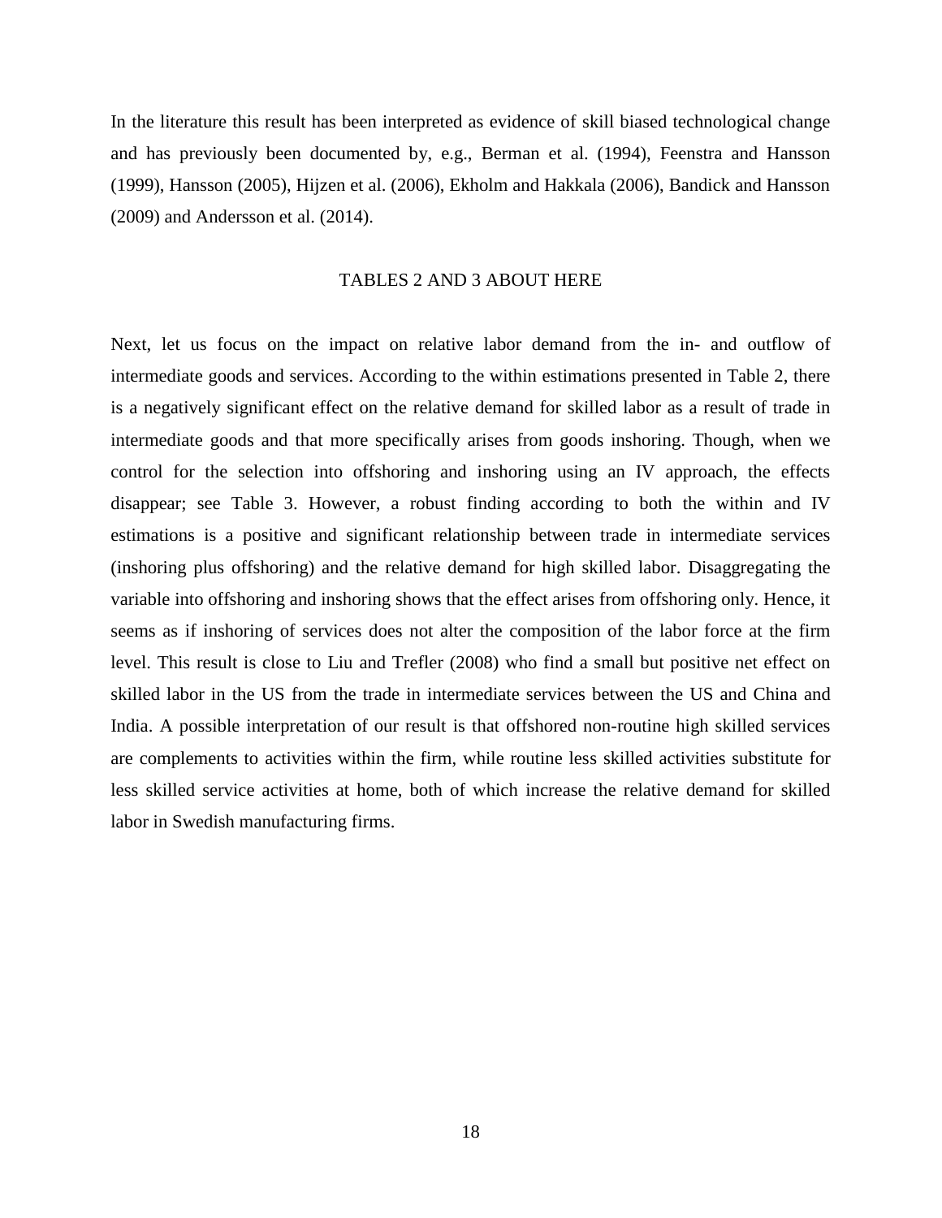In the literature this result has been interpreted as evidence of skill biased technological change and has previously been documented by, e.g., Berman et al. (1994), Feenstra and Hansson (1999), Hansson (2005), Hijzen et al. (2006), Ekholm and Hakkala (2006), Bandick and Hansson (2009) and Andersson et al. (2014).

TABLES 2 AND 3 ABOUT HERE

Next, let us focus on the impact on relative labor demand from the in- and outflow of intermediate goods and services. According to the within estimations presented in Table 2, there is a negatively significant effect on the relative demand for skilled labor as a result of trade in intermediate goods and that more specifically arises from goods inshoring. Though, when we control for the selection into offshoring and inshoring using an IV approach, the effects disappear; see Table 3. However, a robust finding according to both the within and IV estimations is a positive and significant relationship between trade in intermediate services (inshoring plus offshoring) and the relative demand for high skilled labor. Disaggregating the variable into offshoring and inshoring shows that the effect arises from offshoring only. Hence, it seems as if inshoring of services does not alter the composition of the labor force at the firm level. This result is close to Liu and Trefler (2008) who find a small but positive net effect on skilled labor in the US from the trade in intermediate services between the US and China and India. A possible interpretation of our result is that offshored non-routine high skilled services are complements to activities within the firm, while routine less skilled activities substitute for less skilled service activities at home, both of which increase the relative demand for skilled labor in Swedish manufacturing firms.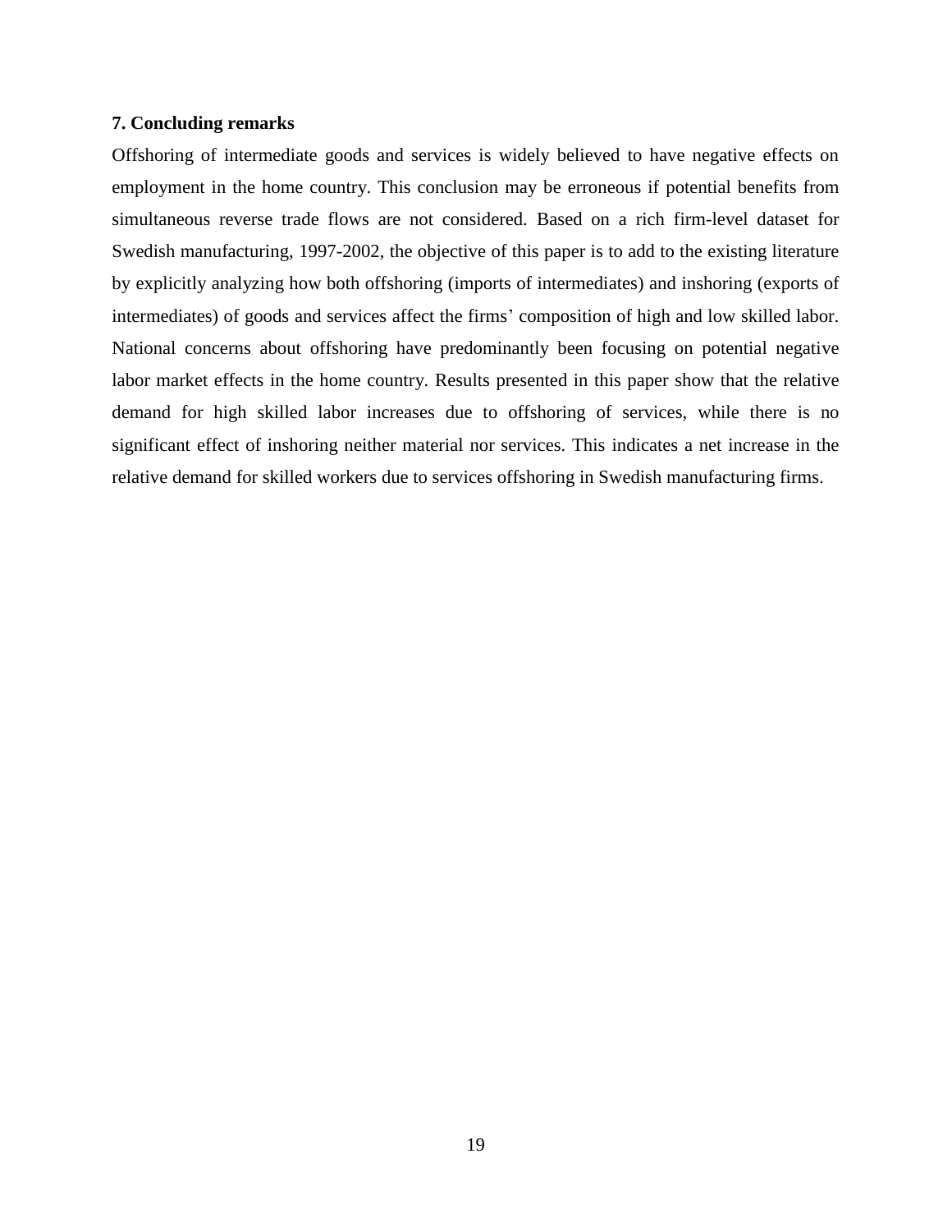## 7. Concluding remarks

Offshoring of intermediate goods and services is widely believed to have negative effects on employment in the home country. This conclusion may be erroneous if potential benefits from simultaneous reverse trade flows are not considered. Based on a rich firm-level dataset for Swedish manufacturing, 1997-2002, the objective of this paper is to add to the existing literature by explicitly analyzing how both offshoring (imports of intermediates) and inshoring (exports of intermediates) of goods and services affect the firms' composition of high and low skilled labor. National concerns about offshoring have predominantly been focusing on potential negative labor market effects in the home country. Results presented in this paper show that the relative demand for high skilled labor increases due to offshoring of services, while there is no significant effect of inshoring neither material nor services. This indicates a net increase in the relative demand for skilled workers due to services offshoring in Swedish manufacturing firms.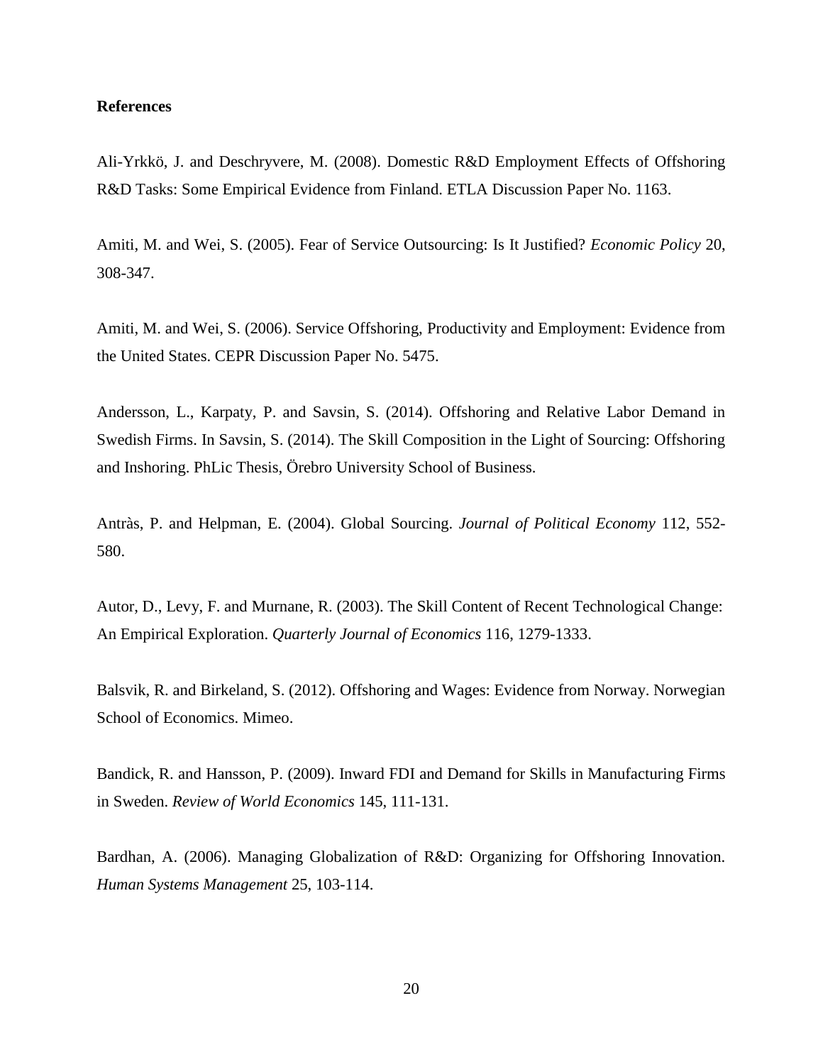**References**

Ali-Yrkkö, J. and Deschryvere, M. (2008). Domestic R&D Employment Effects of Offshoring R&D Tasks: Some Empirical Evidence from Finland. ETLA Discussion Paper No. 1163.

Amiti, M. and Wei, S. (2005). Fear of Service Outsourcing: Is It Justified? *Economic Policy* 20, 308-347.

Amiti, M. and Wei, S. (2006). Service Offshoring, Productivity and Employment: Evidence from the United States. CEPR Discussion Paper No. 5475.

Andersson, L., Karpaty, P. and Savsin, S. (2014). Offshoring and Relative Labor Demand in Swedish Firms. In Savsin, S. (2014). The Skill Composition in the Light of Sourcing: Offshoring and Inshoring. PhLic Thesis, Örebro University School of Business.

Antràs, P. and Helpman, E. (2004). Global Sourcing. *Journal of Political Economy* 112, 552-580.

Autor, D., Levy, F. and Murnane, R. (2003). The Skill Content of Recent Technological Change: An Empirical Exploration. *Quarterly Journal of Economics* 116, 1279-1333.

Balsvik, R. and Birkeland, S. (2012). Offshoring and Wages: Evidence from Norway. Norwegian School of Economics. Mimeo.

Bandick, R. and Hansson, P. (2009). Inward FDI and Demand for Skills in Manufacturing Firms in Sweden. *Review of World Economics* 145, 111-131.

Bardhan, A. (2006). Managing Globalization of R&D: Organizing for Offshoring Innovation. *Human Systems Management* 25, 103-114.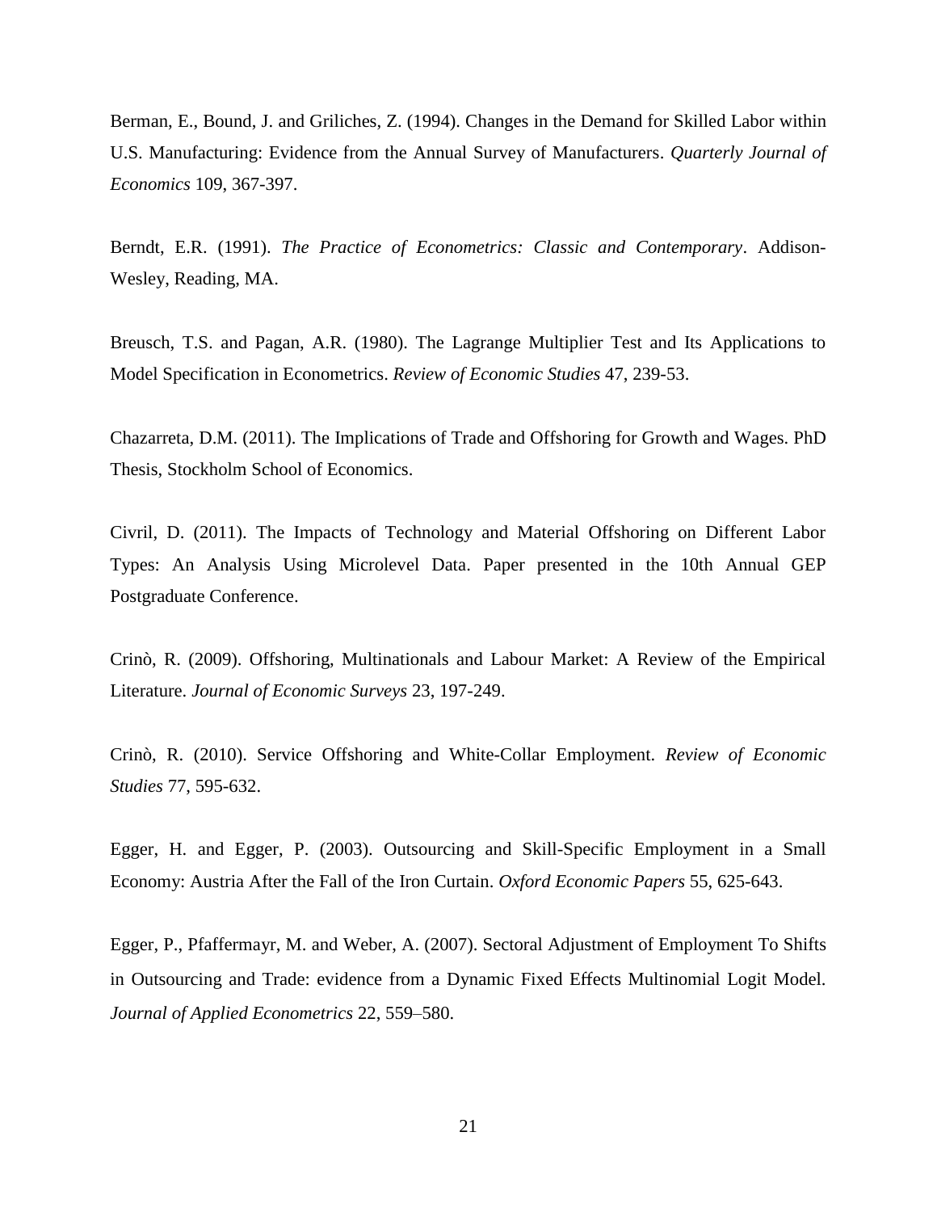Berman, E., Bound, J. and Griliches, Z. (1994). Changes in the Demand for Skilled Labor within U.S. Manufacturing: Evidence from the Annual Survey of Manufacturers. *Quarterly Journal of Economics* 109, 367-397.

Berndt, E.R. (1991). *The Practice of Econometrics: Classic and Contemporary*. Addison-Wesley, Reading, MA.

Breusch, T.S. and Pagan, A.R. (1980). The Lagrange Multiplier Test and Its Applications to Model Specification in Econometrics. *Review of Economic Studies* 47, 239-53.

Chazarreta, D.M. (2011). The Implications of Trade and Offshoring for Growth and Wages. PhD Thesis, Stockholm School of Economics.

Civril, D. (2011). The Impacts of Technology and Material Offshoring on Different Labor Types: An Analysis Using Microlevel Data. Paper presented in the 10th Annual GEP Postgraduate Conference.

Crinò, R. (2009). Offshoring, Multinationals and Labour Market: A Review of the Empirical Literature. *Journal of Economic Surveys* 23, 197-249.

Crinò, R. (2010). Service Offshoring and White-Collar Employment. *Review of Economic Studies* 77, 595-632.

Egger, H. and Egger, P. (2003). Outsourcing and Skill-Specific Employment in a Small Economy: Austria After the Fall of the Iron Curtain. *Oxford Economic Papers* 55, 625-643.

Egger, P., Pfaffermayr, M. and Weber, A. (2007). Sectoral Adjustment of Employment To Shifts in Outsourcing and Trade: evidence from a Dynamic Fixed Effects Multinomial Logit Model. *Journal of Applied Econometrics* 22, 559–580.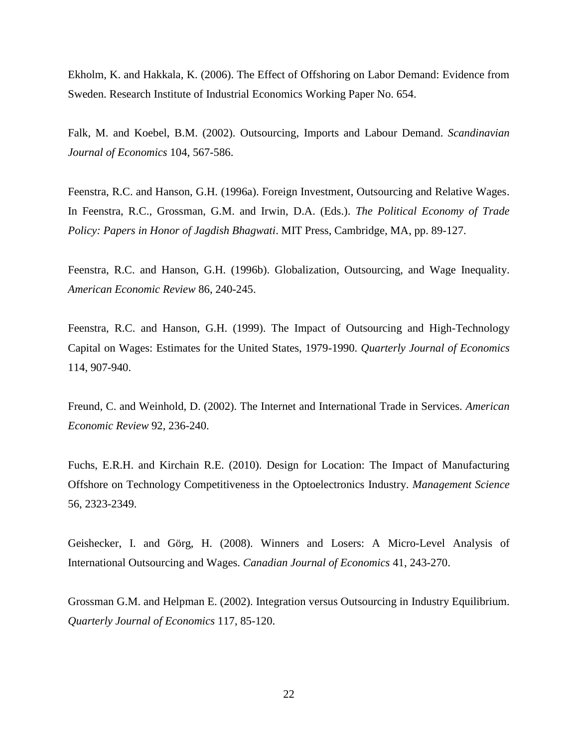Ekholm, K. and Hakkala, K. (2006). The Effect of Offshoring on Labor Demand: Evidence from Sweden. Research Institute of Industrial Economics Working Paper No. 654.

Falk, M. and Koebel, B.M. (2002). Outsourcing, Imports and Labour Demand. *Scandinavian Journal of Economics* 104, 567-586.

Feenstra, R.C. and Hanson, G.H. (1996a). Foreign Investment, Outsourcing and Relative Wages. In Feenstra, R.C., Grossman, G.M. and Irwin, D.A. (Eds.). *The Political Economy of Trade Policy: Papers in Honor of Jagdish Bhagwati*. MIT Press, Cambridge, MA, pp. 89-127.

Feenstra, R.C. and Hanson, G.H. (1996b). Globalization, Outsourcing, and Wage Inequality. *American Economic Review* 86, 240-245.

Feenstra, R.C. and Hanson, G.H. (1999). The Impact of Outsourcing and High-Technology Capital on Wages: Estimates for the United States, 1979-1990. *Quarterly Journal of Economics* 114, 907-940.

Freund, C. and Weinhold, D. (2002). The Internet and International Trade in Services. *American Economic Review* 92, 236-240.

Fuchs, E.R.H. and Kirchain R.E. (2010). Design for Location: The Impact of Manufacturing Offshore on Technology Competitiveness in the Optoelectronics Industry. *Management Science* 56, 2323-2349.

Geishecker, I. and Görg, H. (2008). Winners and Losers: A Micro-Level Analysis of International Outsourcing and Wages. *Canadian Journal of Economics* 41, 243-270.

Grossman G.M. and Helpman E. (2002). Integration versus Outsourcing in Industry Equilibrium. *Quarterly Journal of Economics* 117, 85-120.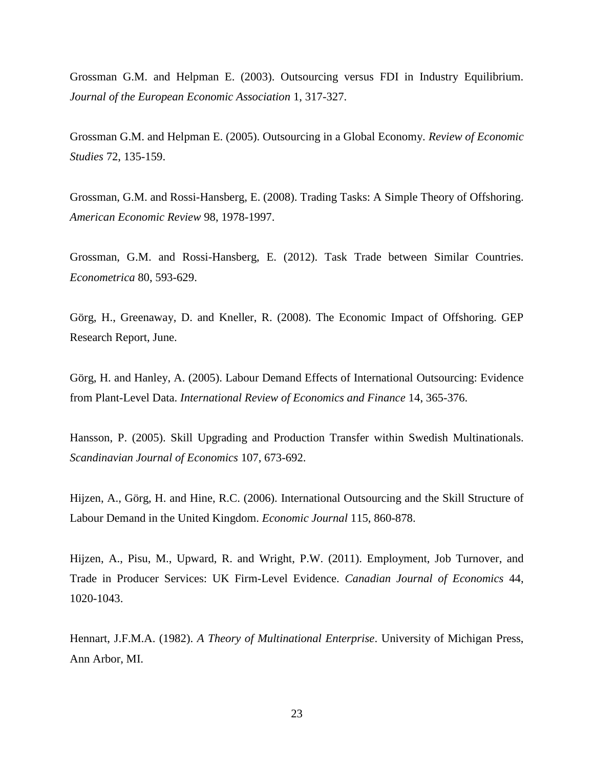Grossman G.M. and Helpman E. (2003). Outsourcing versus FDI in Industry Equilibrium. *Journal of the European Economic Association* 1, 317-327.

Grossman G.M. and Helpman E. (2005). Outsourcing in a Global Economy. *Review of Economic Studies* 72, 135-159.

Grossman, G.M. and Rossi-Hansberg, E. (2008). Trading Tasks: A Simple Theory of Offshoring. *American Economic Review* 98, 1978-1997.

Grossman, G.M. and Rossi-Hansberg, E. (2012). Task Trade between Similar Countries. *Econometrica* 80, 593-629.

Görg, H., Greenaway, D. and Kneller, R. (2008). The Economic Impact of Offshoring. GEP Research Report, June.

Görg, H. and Hanley, A. (2005). Labour Demand Effects of International Outsourcing: Evidence from Plant-Level Data. *International Review of Economics and Finance* 14, 365-376.

Hansson, P. (2005). Skill Upgrading and Production Transfer within Swedish Multinationals. *Scandinavian Journal of Economics* 107, 673-692.

Hijzen, A., Görg, H. and Hine, R.C. (2006). International Outsourcing and the Skill Structure of Labour Demand in the United Kingdom. *Economic Journal* 115, 860-878.

Hijzen, A., Pisu, M., Upward, R. and Wright, P.W. (2011). Employment, Job Turnover, and Trade in Producer Services: UK Firm-Level Evidence. *Canadian Journal of Economics* 44, 1020-1043.

Hennart, J.F.M.A. (1982). *A Theory of Multinational Enterprise*. University of Michigan Press, Ann Arbor, MI.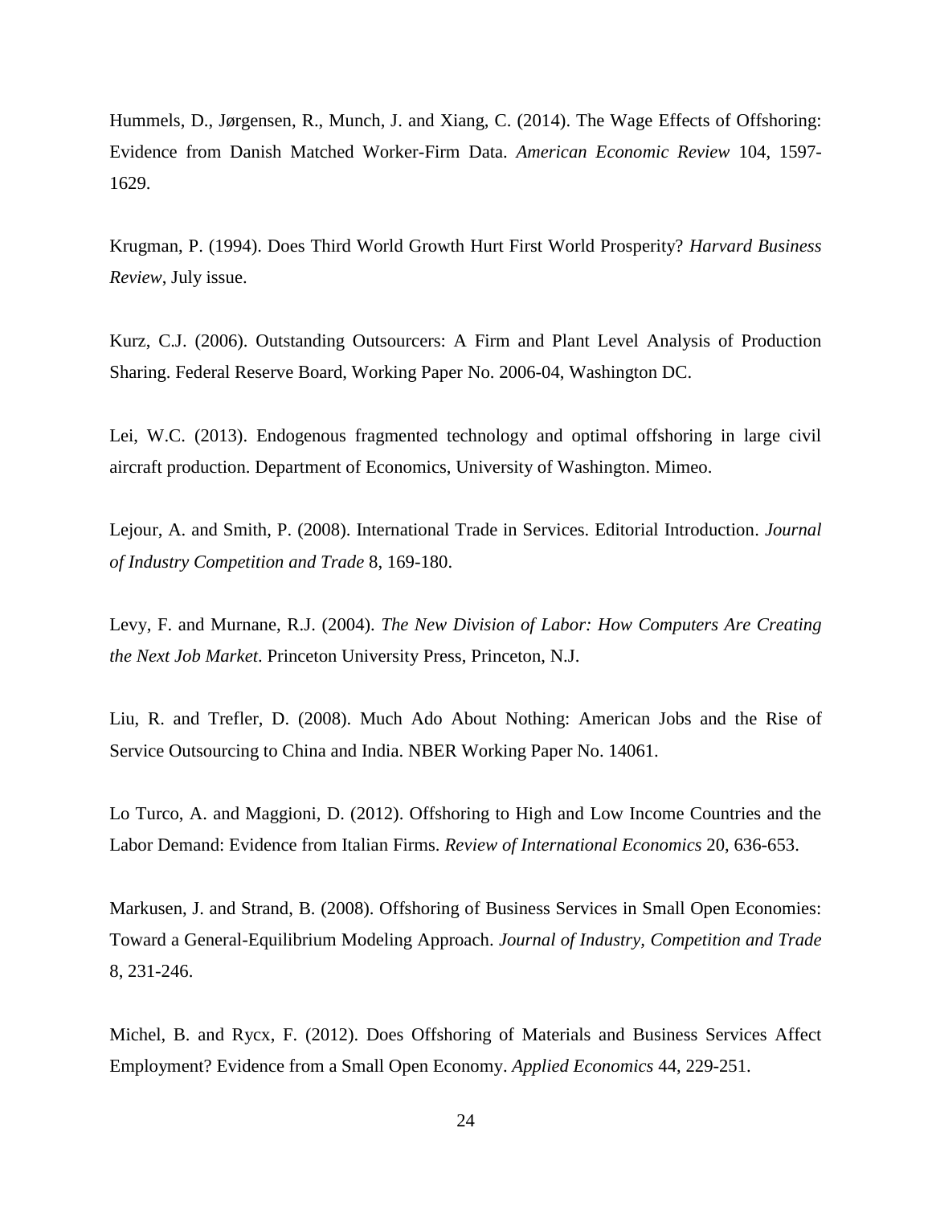Hummels, D., Jørgensen, R., Munch, J. and Xiang, C. (2014). The Wage Effects of Offshoring: Evidence from Danish Matched Worker-Firm Data. *American Economic Review* 104, 1597-1629.

Krugman, P. (1994). Does Third World Growth Hurt First World Prosperity? *Harvard Business Review*, July issue.

Kurz, C.J. (2006). Outstanding Outsourcers: A Firm and Plant Level Analysis of Production Sharing. Federal Reserve Board, Working Paper No. 2006-04, Washington DC.

Lei, W.C. (2013). Endogenous fragmented technology and optimal offshoring in large civil aircraft production. Department of Economics, University of Washington. Mimeo.

Lejour, A. and Smith, P. (2008). International Trade in Services. Editorial Introduction. *Journal of Industry Competition and Trade* 8, 169-180.

Levy, F. and Murnane, R.J. (2004). *The New Division of Labor: How Computers Are Creating the Next Job Market*. Princeton University Press, Princeton, N.J.

Liu, R. and Trefler, D. (2008). Much Ado About Nothing: American Jobs and the Rise of Service Outsourcing to China and India. NBER Working Paper No. 14061.

Lo Turco, A. and Maggioni, D. (2012). Offshoring to High and Low Income Countries and the Labor Demand: Evidence from Italian Firms. *Review of International Economics* 20, 636-653.

Markusen, J. and Strand, B. (2008). Offshoring of Business Services in Small Open Economies: Toward a General-Equilibrium Modeling Approach. *Journal of Industry, Competition and Trade* 8, 231-246.

Michel, B. and Rycx, F. (2012). Does Offshoring of Materials and Business Services Affect Employment? Evidence from a Small Open Economy. *Applied Economics* 44, 229-251.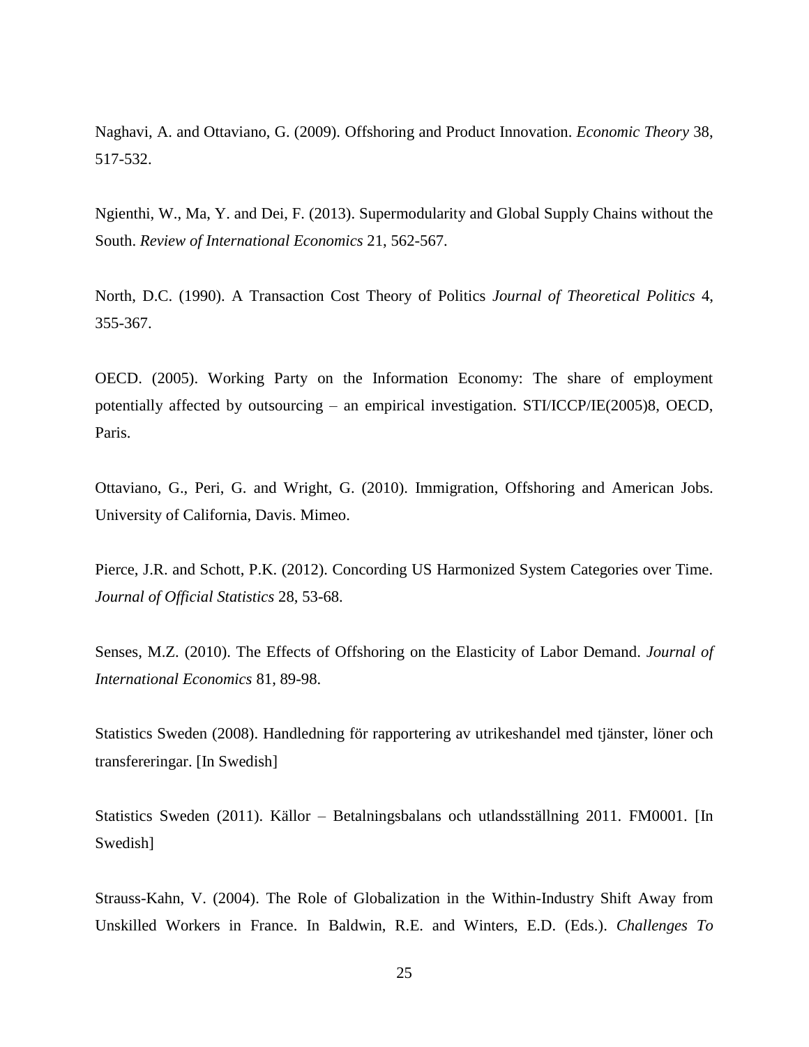Naghavi, A. and Ottaviano, G. (2009). Offshoring and Product Innovation. *Economic Theory* 38, 517-532.

Ngienthi, W., Ma, Y. and Dei, F. (2013). Supermodularity and Global Supply Chains without the South. *Review of International Economics* 21, 562-567.

North, D.C. (1990). A Transaction Cost Theory of Politics *Journal of Theoretical Politics* 4, 355-367.

OECD. (2005). Working Party on the Information Economy: The share of employment potentially affected by outsourcing – an empirical investigation. STI/ICCP/IE(2005)8, OECD, Paris.

Ottaviano, G., Peri, G. and Wright, G. (2010). Immigration, Offshoring and American Jobs. University of California, Davis. Mimeo.

Pierce, J.R. and Schott, P.K. (2012). Concording US Harmonized System Categories over Time. *Journal of Official Statistics* 28, 53-68.

Senses, M.Z. (2010). The Effects of Offshoring on the Elasticity of Labor Demand. *Journal of International Economics* 81, 89-98.

Statistics Sweden (2008). Handledning för rapportering av utrikeshandel med tjänster, löner och transfereringar. [In Swedish]

Statistics Sweden (2011). Källor – Betalningsbalans och utlandsställning 2011. FM0001. [In Swedish]

Strauss-Kahn, V. (2004). The Role of Globalization in the Within-Industry Shift Away from Unskilled Workers in France. In Baldwin, R.E. and Winters, E.D. (Eds.). *Challenges To*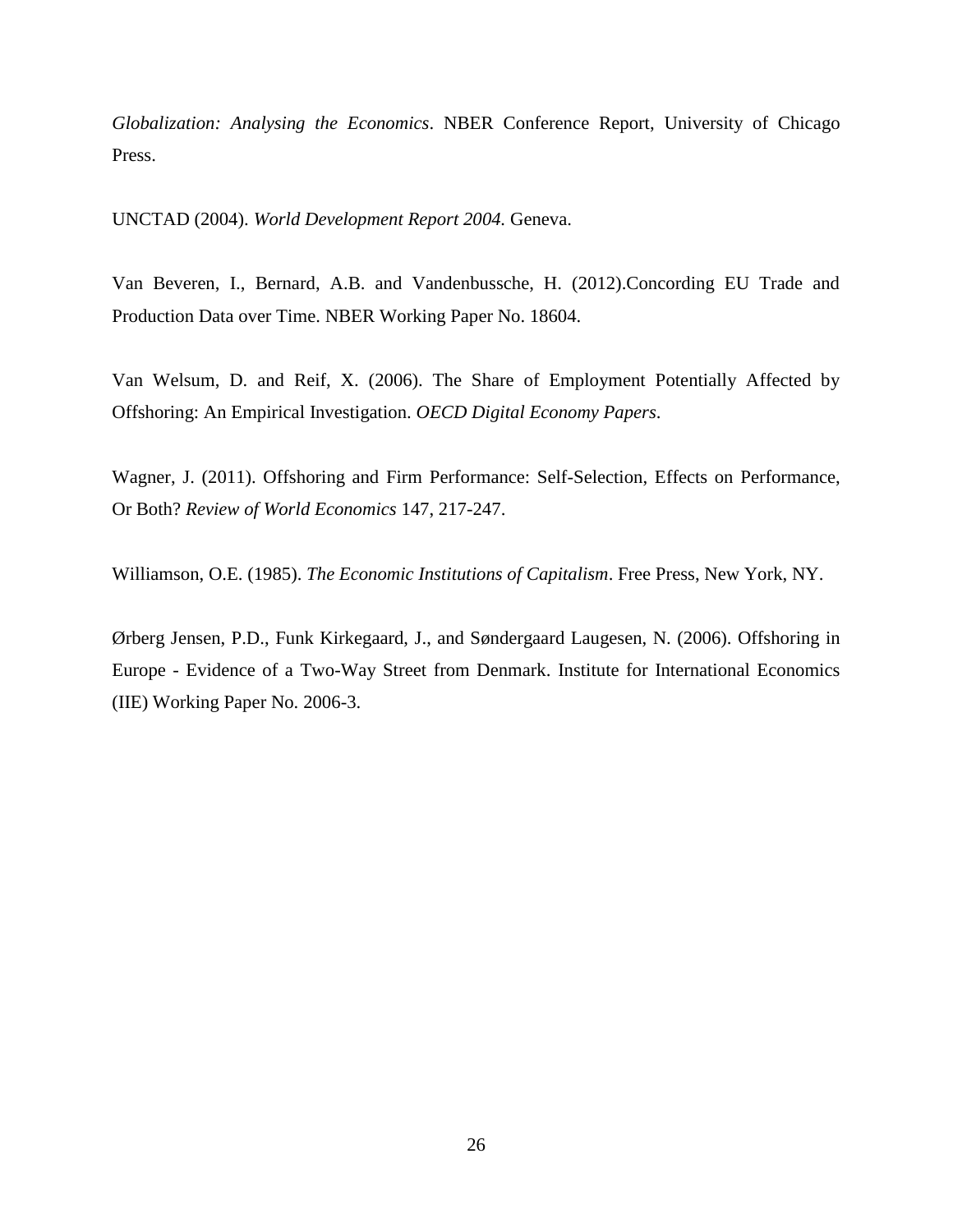*Globalization: Analysing the Economics*. NBER Conference Report, University of Chicago Press.

UNCTAD (2004). *World Development Report 2004.* Geneva.

Van Beveren, I., Bernard, A.B. and Vandenbussche, H. (2012).Concording EU Trade and Production Data over Time. NBER Working Paper No. 18604.

Van Welsum, D. and Reif, X. (2006). The Share of Employment Potentially Affected by Offshoring: An Empirical Investigation. *OECD Digital Economy Papers*.

Wagner, J. (2011). Offshoring and Firm Performance: Self-Selection, Effects on Performance, Or Both? *Review of World Economics* 147, 217-247.

Williamson, O.E. (1985). *The Economic Institutions of Capitalism*. Free Press, New York, NY.

Ørberg Jensen, P.D., Funk Kirkegaard, J., and Søndergaard Laugesen, N. (2006). Offshoring in Europe - Evidence of a Two-Way Street from Denmark. Institute for International Economics (IIE) Working Paper No. 2006-3.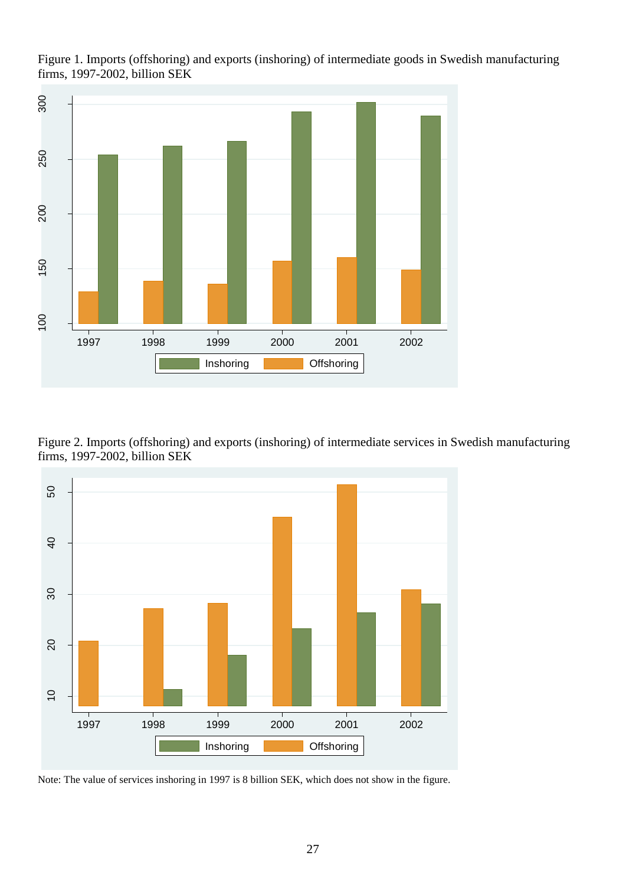Figure 1. Imports (offshoring) and exports (inshoring) of intermediate goods in Swedish manufacturing firms, 1997-2002, billion SEK

Figure 2. Imports (offshoring) and exports (inshoring) of intermediate services in Swedish manufacturing firms, 1997-2002, billion SEK

Note: The value of services inshoring in 1997 is 8 billion SEK, which does not show in the figure.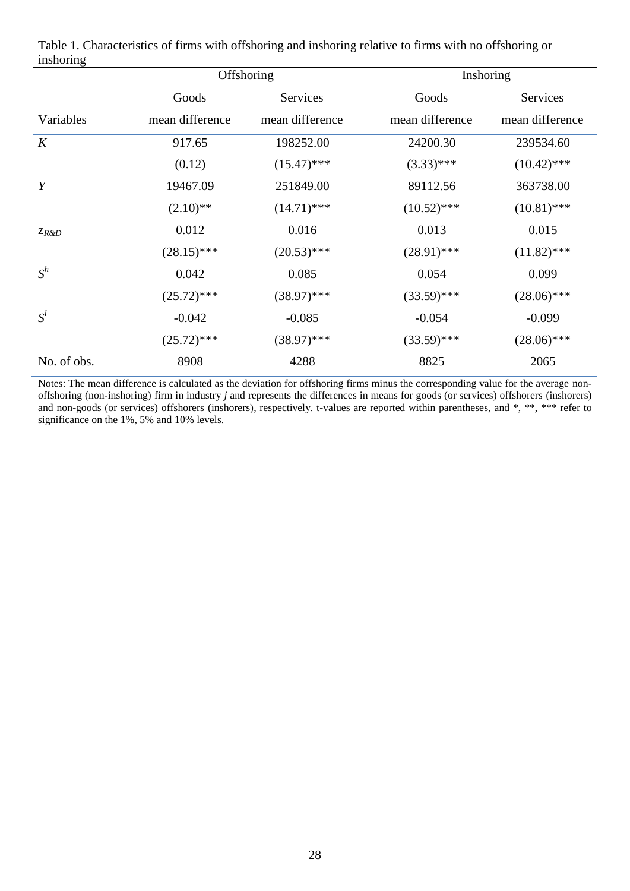Table 1. Characteristics of firms with offshoring and inshoring relative to firms with no offshoring or inshoring

| | Offshoring | | Inshoring | |
|---|---|---|---|---|
| | Goods | Services | Goods | Services |
| Variables | mean difference | mean difference | mean difference | mean difference |
| $K$ | 917.65 | 198252.00 | 24200.30 | 239534.60 |
| | (0.12) | (15.47)*** | (3.33)*** | (10.42)*** |
| $Y$ | 19467.09 | 251849.00 | 89112.56 | 363738.00 |
| | (2.10)** | (14.71)*** | (10.52)*** | (10.81)*** |
| $z_{R\&D}$ | 0.012 | 0.016 | 0.013 | 0.015 |
| | (28.15)*** | (20.53)*** | (28.91)*** | (11.82)*** |
| $S^h$ | 0.042 | 0.085 | 0.054 | 0.099 |
| | (25.72)*** | (38.97)*** | (33.59)*** | (28.06)*** |
| $S^l$ | -0.042 | -0.085 | -0.054 | -0.099 |
| | (25.72)*** | (38.97)*** | (33.59)*** | (28.06)*** |
| No. of obs. | 8908 | 4288 | 8825 | 2065 |

Notes: The mean difference is calculated as the deviation for offshoring firms minus the corresponding value for the average non-offshoring (non-inshoring) firm in industry *j* and represents the differences in means for goods (or services) offshorers (inshorers) and non-goods (or services) offshorers (inshorers), respectively. t-values are reported within parentheses, and *, **, *** refer to significance on the 1%, 5% and 10% levels.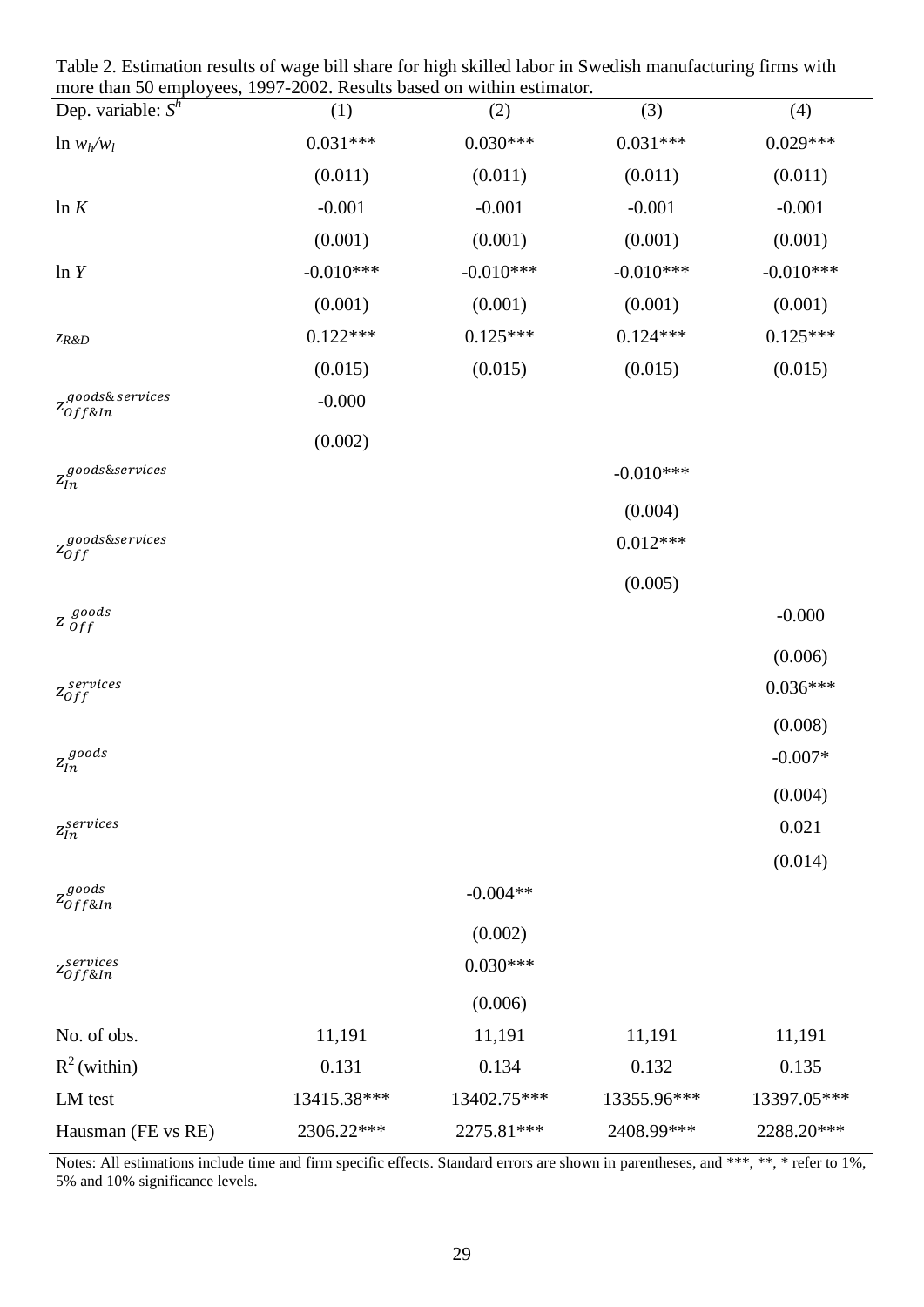Table 2. Estimation results of wage bill share for high skilled labor in Swedish manufacturing firms with more than 50 employees, 1997-2002. Results based on within estimator.

| Dep. variable: $S^h$ | (1) | (2) | (3) | (4) |
|---|---|---|---|---|
| $\ln w_h/w_l$ | 0.031*** | 0.030*** | 0.031*** | 0.029*** |
| | (0.011) | (0.011) | (0.011) | (0.011) |
| $\ln K$ | -0.001 | -0.001 | -0.001 | -0.001 |
| | (0.001) | (0.001) | (0.001) | (0.001) |
| $\ln Y$ | -0.010*** | -0.010*** | -0.010*** | -0.010*** |
| | (0.001) | (0.001) | (0.001) | (0.001) |
| $z_{R\&D}$ | 0.122*** | 0.125*** | 0.124*** | 0.125*** |
| | (0.015) | (0.015) | (0.015) | (0.015) |
| $z_{Off\&In}^{goods\&services}$ | -0.000 | | | |
| | (0.002) | | | |
| $z_{In}^{goods\&services}$ | | | -0.010*** | |
| | | | (0.004) | |
| $z_{Off}^{goods\&services}$ | | | 0.012*** | |
| | | | (0.005) | |
| $z_{Off}^{goods}$ | | | | -0.000 |
| | | | | (0.006) |
| $z_{Off}^{services}$ | | | | 0.036*** |
| | | | | (0.008) |
| $z_{In}^{goods}$ | | | | -0.007* |
| | | | | (0.004) |
| $z_{In}^{services}$ | | | | 0.021 |
| | | | | (0.014) |
| $z_{Off\&In}^{goods}$ | | -0.004** | | |
| | | (0.002) | | |
| $z_{Off\&In}^{services}$ | | 0.030*** | | |
| | | (0.006) | | |
| No. of obs. | 11,191 | 11,191 | 11,191 | 11,191 |
| $R^2$ (within) | 0.131 | 0.134 | 0.132 | 0.135 |
| LM test | 13415.38*** | 13402.75*** | 13355.96*** | 13397.05*** |
| Hausman (FE vs RE) | 2306.22*** | 2275.81*** | 2408.99*** | 2288.20*** |

Notes: All estimations include time and firm specific effects. Standard errors are shown in parentheses, and ***, **, * refer to 1%, 5% and 10% significance levels.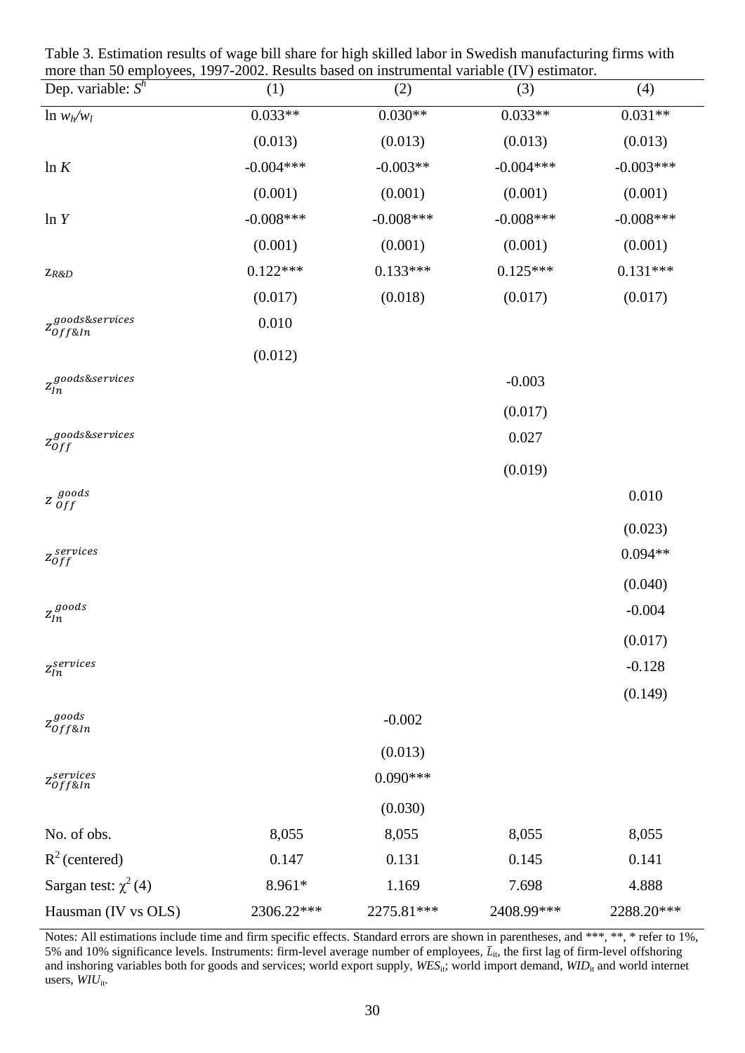Table 3. Estimation results of wage bill share for high skilled labor in Swedish manufacturing firms with more than 50 employees, 1997-2002. Results based on instrumental variable (IV) estimator.

| Dep. variable: $S^h$ | (1) | (2) | (3) | (4) |
|---|---|---|---|---|
| $\ln w_h/w_l$ | 0.033** | 0.030** | 0.033** | 0.031** |
| | (0.013) | (0.013) | (0.013) | (0.013) |
| $\ln K$ | -0.004*** | -0.003** | -0.004*** | -0.003*** |
| | (0.001) | (0.001) | (0.001) | (0.001) |
| $\ln Y$ | -0.008*** | -0.008*** | -0.008*** | -0.008*** |
| | (0.001) | (0.001) | (0.001) | (0.001) |
| $z_{R\&D}$ | 0.122*** | 0.133*** | 0.125*** | 0.131*** |
| | (0.017) | (0.018) | (0.017) | (0.017) |
| $z_{Off\&In}^{goods\&services}$ | 0.010 | | | |
| | (0.012) | | | |
| $z_{In}^{goods\&services}$ | | | -0.003 | |
| | | | (0.017) | |
| $z_{Off}^{goods\&services}$ | | | 0.027 | |
| | | | (0.019) | |
| $z_{Off}^{goods}$ | | | | 0.010 |
| | | | | (0.023) |
| $z_{Off}^{services}$ | | | | 0.094** |
| | | | | (0.040) |
| $z_{In}^{goods}$ | | | | -0.004 |
| | | | | (0.017) |
| $z_{In}^{services}$ | | | | -0.128 |
| | | | | (0.149) |
| $z_{Off\&In}^{goods}$ | | -0.002 | | |
| | | (0.013) | | |
| $z_{Off\&In}^{services}$ | | 0.090*** | | |
| | | (0.030) | | |
| No. of obs. | 8,055 | 8,055 | 8,055 | 8,055 |
| $R^2$ (centered) | 0.147 | 0.131 | 0.145 | 0.141 |
| Sargan test: $\chi^2(4)$ | 8.961* | 1.169 | 7.698 | 4.888 |
| Hausman (IV vs OLS) | 2306.22*** | 2275.81*** | 2408.99*** | 2288.20*** |

Notes: All estimations include time and firm specific effects. Standard errors are shown in parentheses, and ***, **, * refer to 1%, 5% and 10% significance levels. Instruments: firm-level average number of employees, $\bar{L}_{it}$, the first lag of firm-level offshoring and inshoring variables both for goods and services; world export supply, $WES_{it}$; world import demand, $WID_{it}$ and world internet users, $WIU_{it}$.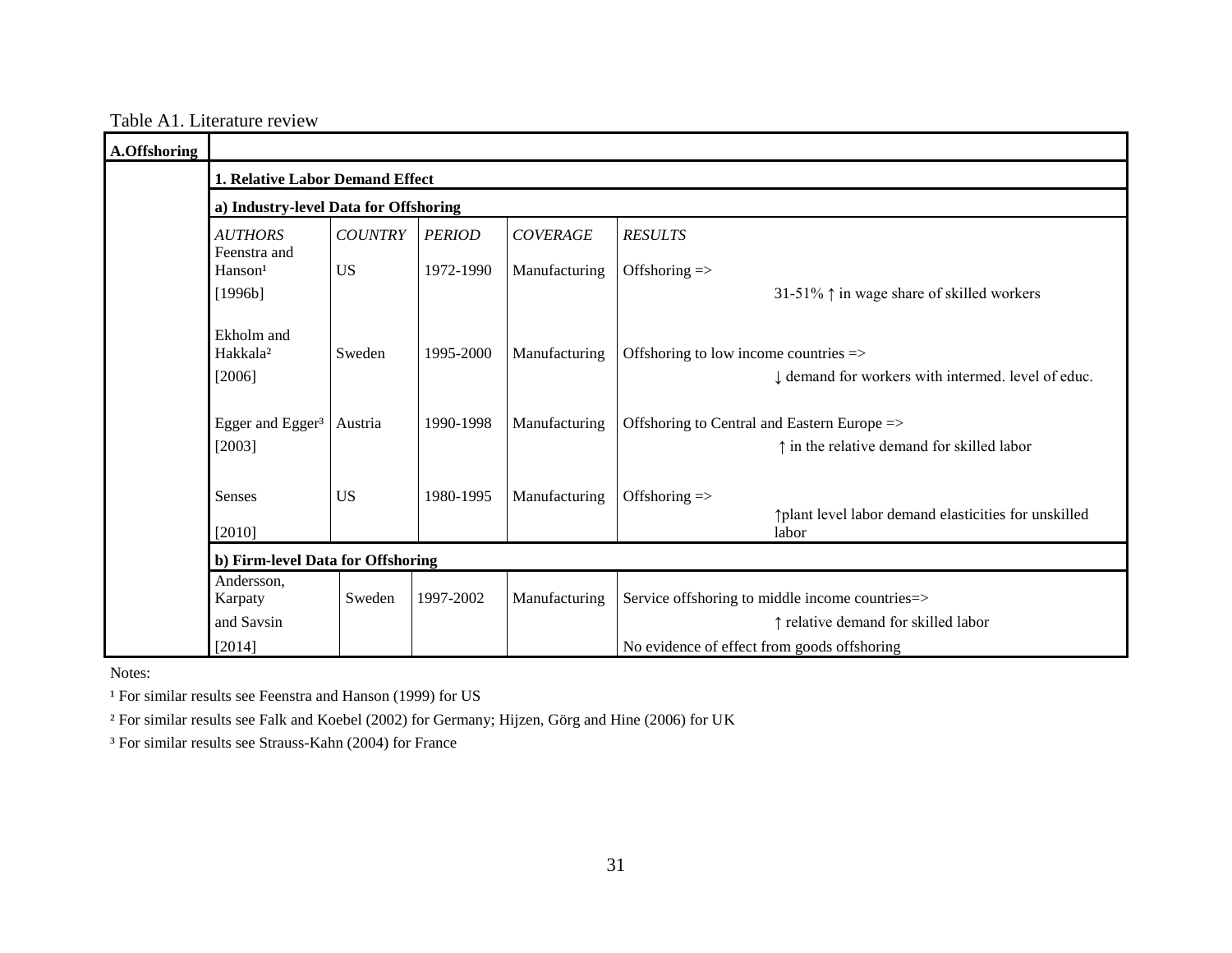Table A1. Literature review

| A.Offshoring | | | | | |
|---|---|---|---|---|---|
| | **1. Relative Labor Demand Effect** | | | | |
| | **a) Industry-level Data for Offshoring** | | | | |
| | *AUTHORS* | *COUNTRY* | *PERIOD* | *COVERAGE* | *RESULTS* |
| | Feenstra and Hanson[1] [1996b] | US | 1972-1990 | Manufacturing | Offshoring => 31-51% ↑ in wage share of skilled workers |
| | Ekholm and Hakkala[2] [2006] | Sweden | 1995-2000 | Manufacturing | Offshoring to low income countries => ↓ demand for workers with intermed. level of educ. |
| | Egger and Egger[3] [2003] | Austria | 1990-1998 | Manufacturing | Offshoring to Central and Eastern Europe => ↑ in the relative demand for skilled labor |
| | Senses [2010] | US | 1980-1995 | Manufacturing | Offshoring => ↑plant level labor demand elasticities for unskilled labor |
| | **b) Firm-level Data for Offshoring** | | | | |
| | Andersson, Karpaty and Savsin [2014] | Sweden | 1997-2002 | Manufacturing | Service offshoring to middle income countries=> ↑ relative demand for skilled labor; No evidence of effect from goods offshoring |

Notes:

[1] For similar results see Feenstra and Hanson (1999) for US

[2] For similar results see Falk and Koebel (2002) for Germany; Hijzen, Görg and Hine (2006) for UK

[3] For similar results see Strauss-Kahn (2004) for France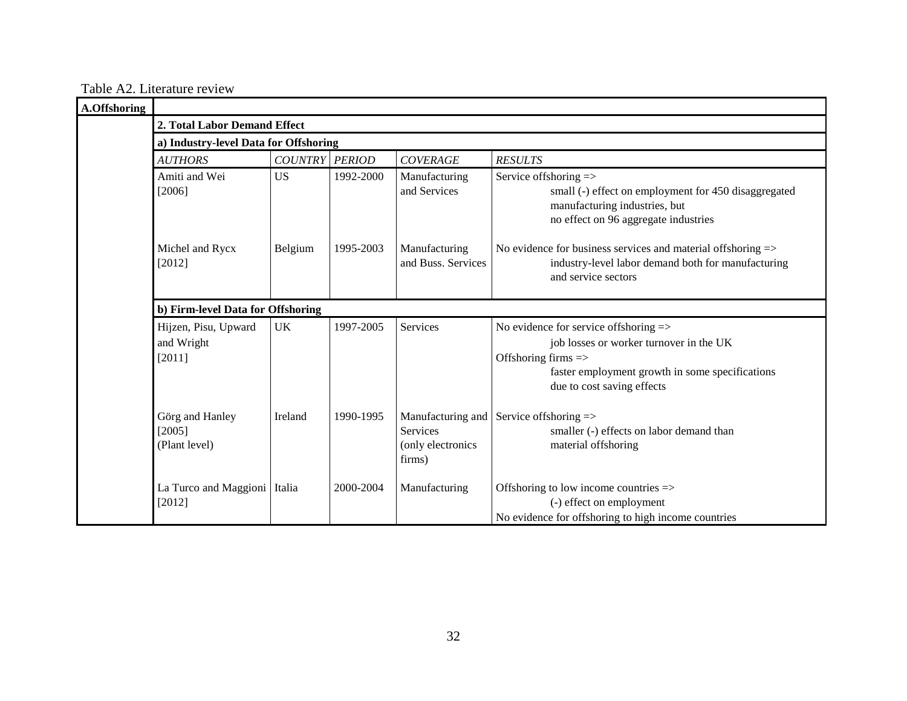Table A2. Literature review

| **A.Offshoring** | | | | |
|---|---|---|---|---|
| **2. Total Labor Demand Effect** | | | | |
| **a) Industry-level Data for Offshoring** | | | | |
| *AUTHORS* | *COUNTRY* | *PERIOD* | *COVERAGE* | *RESULTS* |
| Amiti and Wei [2006] | US | 1992-2000 | Manufacturing and Services | Service offshoring => small (-) effect on employment for 450 disaggregated manufacturing industries, but no effect on 96 aggregate industries |
| Michel and Rycx [2012] | Belgium | 1995-2003 | Manufacturing and Buss. Services | No evidence for business services and material offshoring => industry-level labor demand both for manufacturing and service sectors |
| **b) Firm-level Data for Offshoring** | | | | |
| Hijzen, Pisu, Upward and Wright [2011] | UK | 1997-2005 | Services | No evidence for service offshoring => job losses or worker turnover in the UK<br>Offshoring firms => faster employment growth in some specifications due to cost saving effects |
| Görg and Hanley [2005] (Plant level) | Ireland | 1990-1995 | Manufacturing and Services (only electronics firms) | Service offshoring => smaller (-) effects on labor demand than material offshoring |
| La Turco and Maggioni [2012] | Italia | 2000-2004 | Manufacturing | Offshoring to low income countries => (-) effect on employment<br>No evidence for offshoring to high income countries |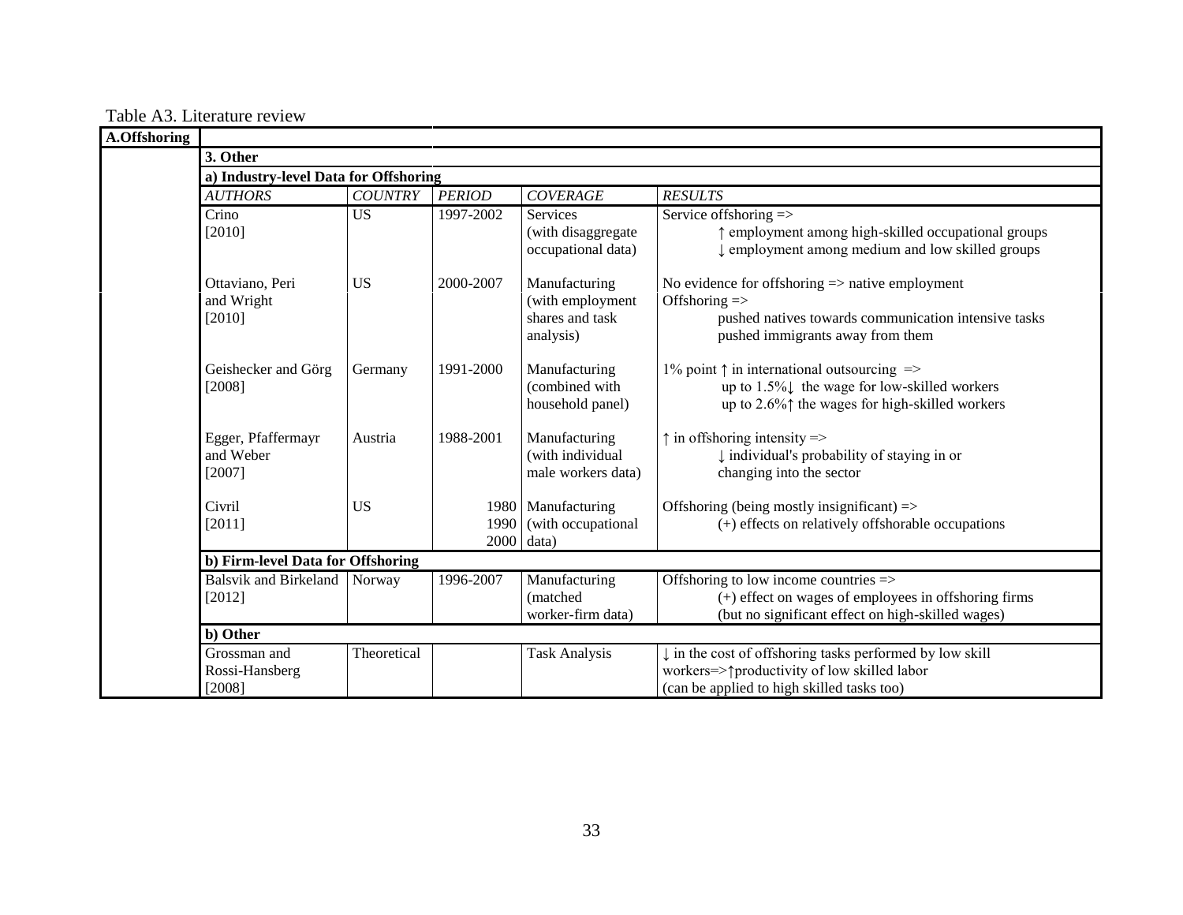Table A3. Literature review

| A.Offshoring | | | | | |
|---|---|---|---|---|---|
| | **3. Other** | | | | |
| | **a) Industry-level Data for Offshoring** | | | | |
| | *AUTHORS* | *COUNTRY* | *PERIOD* | *COVERAGE* | *RESULTS* |
| | Crino [2010] | US | 1997-2002 | Services (with disaggregate occupational data) | Service offshoring => ↑ employment among high-skilled occupational groups ↓ employment among medium and low skilled groups |
| | Ottaviano, Peri and Wright [2010] | US | 2000-2007 | Manufacturing (with employment shares and task analysis) | No evidence for offshoring => native employment Offshoring => pushed natives towards communication intensive tasks pushed immigrants away from them |
| | Geishecker and Görg [2008] | Germany | 1991-2000 | Manufacturing (combined with household panel) | 1% point ↑ in international outsourcing => up to 1.5%↓ the wage for low-skilled workers up to 2.6%↑ the wages for high-skilled workers |
| | Egger, Pfaffermayr and Weber [2007] | Austria | 1988-2001 | Manufacturing (with individual male workers data) | ↑ in offshoring intensity => ↓ individual's probability of staying in or changing into the sector |
| | Civril [2011] | US | 1980 1990 2000 | Manufacturing (with occupational data) | Offshoring (being mostly insignificant) => (+) effects on relatively offshorable occupations |
| | **b) Firm-level Data for Offshoring** | | | | |
| | Balsvik and Birkeland [2012] | Norway | 1996-2007 | Manufacturing (matched worker-firm data) | Offshoring to low income countries => (+) effect on wages of employees in offshoring firms (but no significant effect on high-skilled wages) |
| | **b) Other** | | | | |
| | Grossman and Rossi-Hansberg [2008] | Theoretical | | Task Analysis | ↓ in the cost of offshoring tasks performed by low skill workers=>↑productivity of low skilled labor (can be applied to high skilled tasks too) |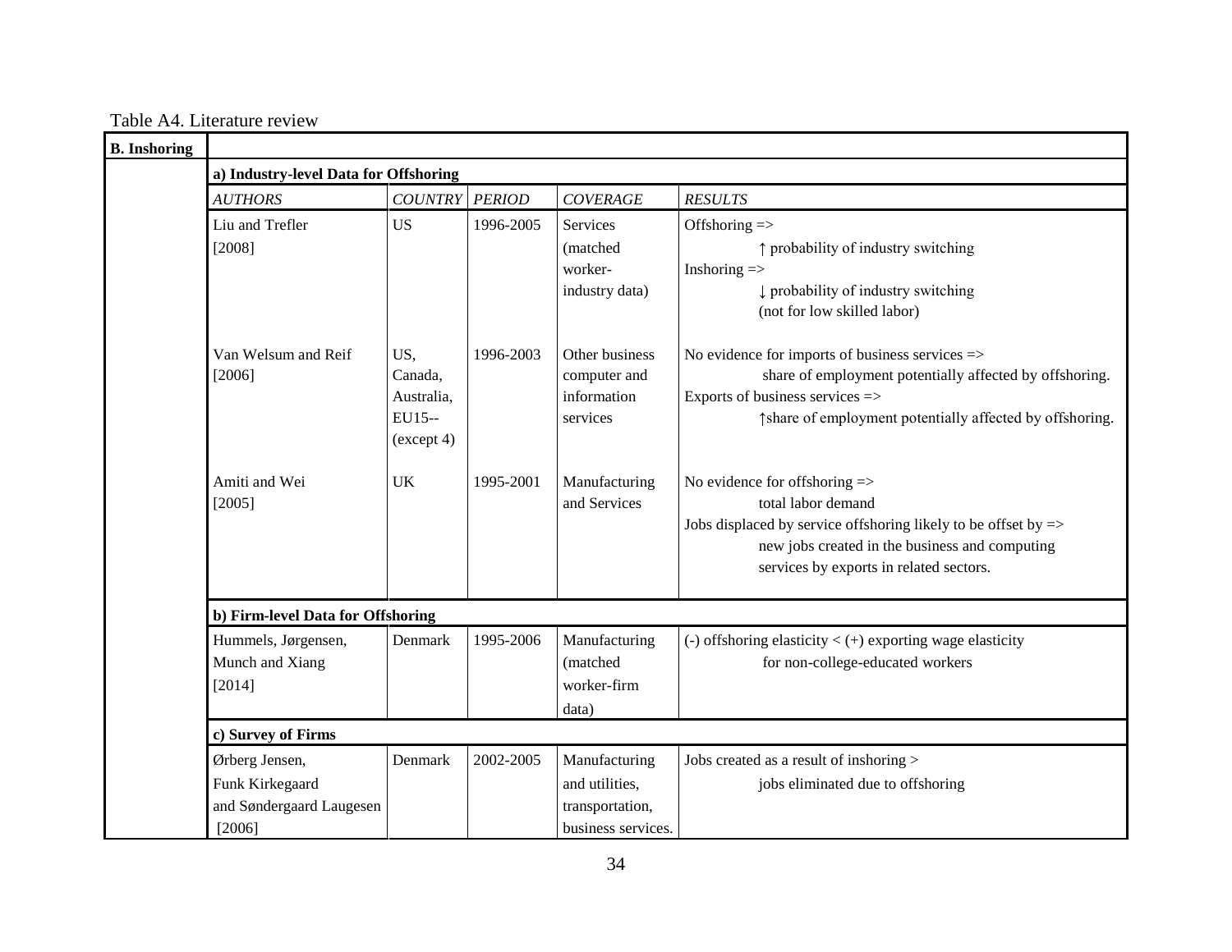Table A4. Literature review

| **B. Inshoring** | | | | | |
|---|---|---|---|---|---|
| | **a) Industry-level Data for Offshoring** | | | | |
| | *AUTHORS* | *COUNTRY* | *PERIOD* | *COVERAGE* | *RESULTS* |
| | Liu and Trefler [2008] | US | 1996-2005 | Services (matched worker-industry data) | Offshoring => ↑ probability of industry switching<br>Inshoring => ↓ probability of industry switching (not for low skilled labor) |
| | Van Welsum and Reif [2006] | US, Canada, Australia, EU15-- (except 4) | 1996-2003 | Other business computer and information services | No evidence for imports of business services => share of employment potentially affected by offshoring.<br>Exports of business services => ↑share of employment potentially affected by offshoring. |
| | Amiti and Wei [2005] | UK | 1995-2001 | Manufacturing and Services | No evidence for offshoring => total labor demand<br>Jobs displaced by service offshoring likely to be offset by => new jobs created in the business and computing services by exports in related sectors. |
| | **b) Firm-level Data for Offshoring** | | | | |
| | Hummels, Jørgensen, Munch and Xiang [2014] | Denmark | 1995-2006 | Manufacturing (matched worker-firm data) | (-) offshoring elasticity < (+) exporting wage elasticity for non-college-educated workers |
| | **c) Survey of Firms** | | | | |
| | Ørberg Jensen, Funk Kirkegaard and Søndergaard Laugesen [2006] | Denmark | 2002-2005 | Manufacturing and utilities, transportation, business services. | Jobs created as a result of inshoring > jobs eliminated due to offshoring |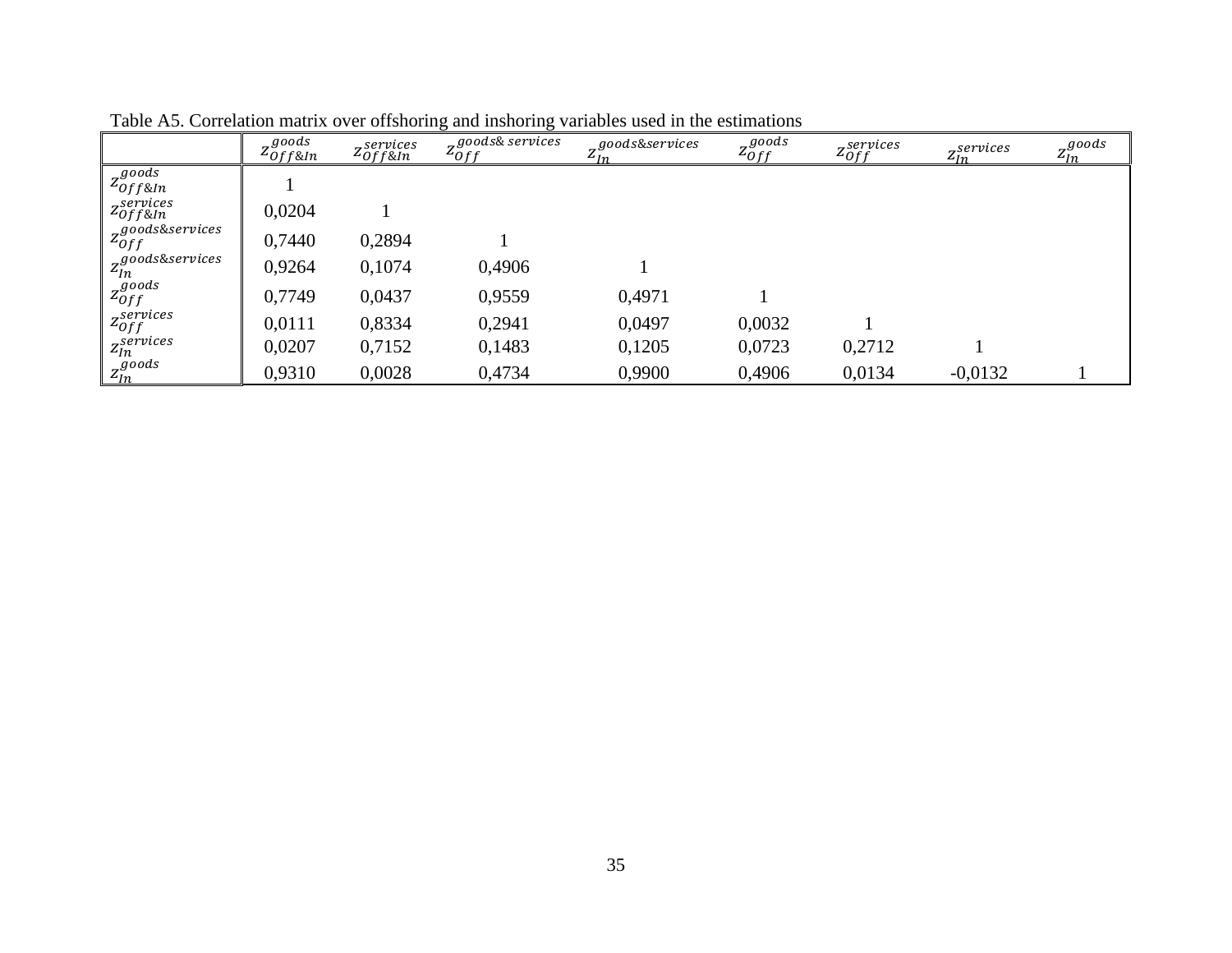Table A5. Correlation matrix over offshoring and inshoring variables used in the estimations

| | $z_{Off\&In}^{goods}$ | $z_{Off\&In}^{services}$ | $z_{Off}^{goods\&\ services}$ | $z_{In}^{goods\&services}$ | $z_{Off}^{goods}$ | $z_{Off}^{services}$ | $z_{In}^{services}$ | $z_{In}^{goods}$ |
|---|---|---|---|---|---|---|---|---|
| $z_{Off\&In}^{goods}$ | 1 | | | | | | | |
| $z_{Off\&In}^{services}$ | 0,0204 | 1 | | | | | | |
| $z_{Off}^{goods\&services}$ | 0,7440 | 0,2894 | 1 | | | | | |
| $z_{In}^{goods\&services}$ | 0,9264 | 0,1074 | 0,4906 | 1 | | | | |
| $z_{Off}^{goods}$ | 0,7749 | 0,0437 | 0,9559 | 0,4971 | 1 | | | |
| $z_{Off}^{services}$ | 0,0111 | 0,8334 | 0,2941 | 0,0497 | 0,0032 | 1 | | |
| $z_{In}^{services}$ | 0,0207 | 0,7152 | 0,1483 | 0,1205 | 0,0723 | 0,2712 | 1 | |
| $z_{In}^{goods}$ | 0,9310 | 0,0028 | 0,4734 | 0,9900 | 0,4906 | 0,0134 | -0,0132 | 1 |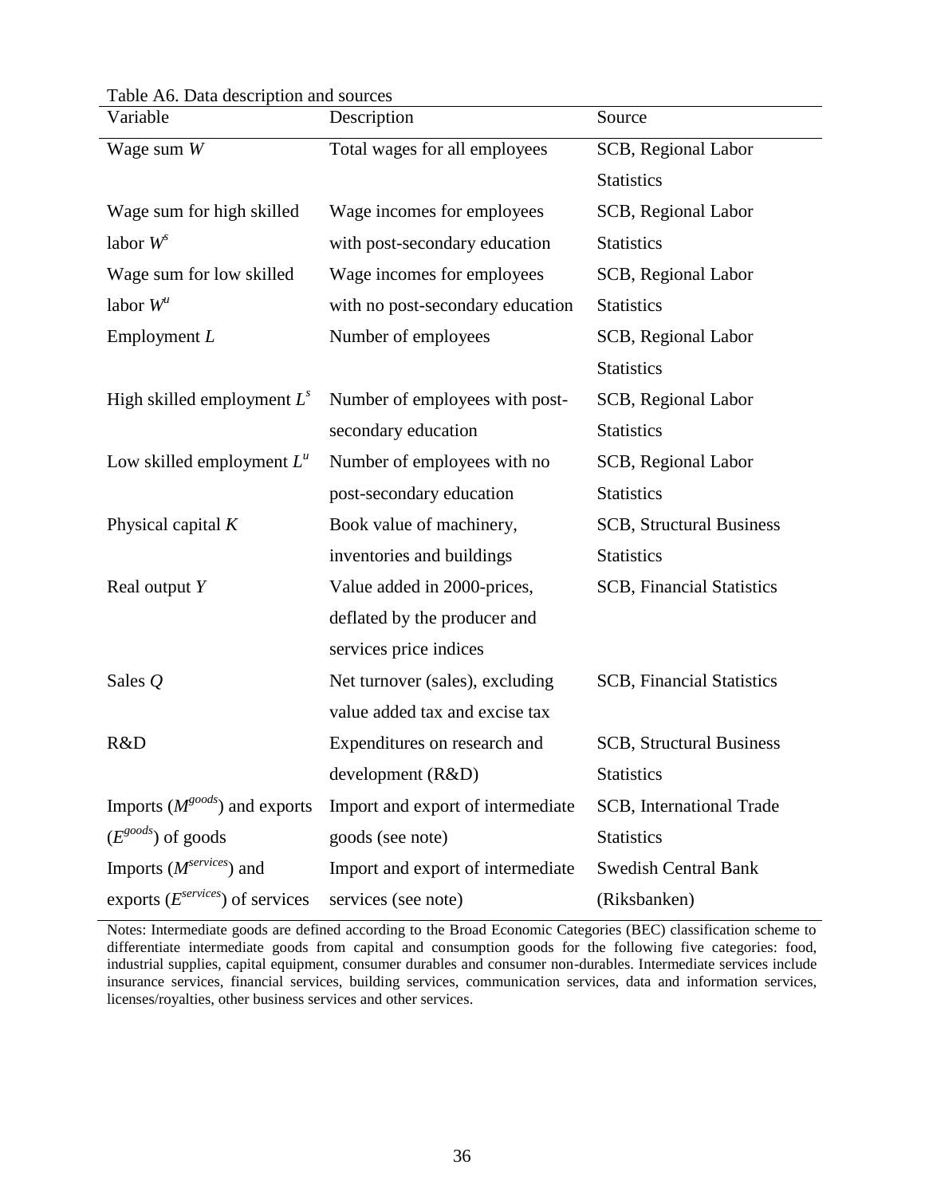Table A6. Data description and sources

| Variable | Description | Source |
|---|---|---|
| Wage sum $W$ | Total wages for all employees | SCB, Regional Labor Statistics |
| Wage sum for high skilled labor $W^s$ | Wage incomes for employees with post-secondary education | SCB, Regional Labor Statistics |
| Wage sum for low skilled labor $W^u$ | Wage incomes for employees with no post-secondary education | SCB, Regional Labor Statistics |
| Employment $L$ | Number of employees | SCB, Regional Labor Statistics |
| High skilled employment $L^s$ | Number of employees with post-secondary education | SCB, Regional Labor Statistics |
| Low skilled employment $L^u$ | Number of employees with no post-secondary education | SCB, Regional Labor Statistics |
| Physical capital $K$ | Book value of machinery, inventories and buildings | SCB, Structural Business Statistics |
| Real output $Y$ | Value added in 2000-prices, deflated by the producer and services price indices | SCB, Financial Statistics |
| Sales $Q$ | Net turnover (sales), excluding value added tax and excise tax | SCB, Financial Statistics |
| R&D | Expenditures on research and development (R&D) | SCB, Structural Business Statistics |
| Imports ($M^{goods}$) and exports ($E^{goods}$) of goods | Import and export of intermediate goods (see note) | SCB, International Trade Statistics |
| Imports ($M^{services}$) and exports ($E^{services}$) of services | Import and export of intermediate services (see note) | Swedish Central Bank (Riksbanken) |

Notes: Intermediate goods are defined according to the Broad Economic Categories (BEC) classification scheme to differentiate intermediate goods from capital and consumption goods for the following five categories: food, industrial supplies, capital equipment, consumer durables and consumer non-durables. Intermediate services include insurance services, financial services, building services, communication services, data and information services, licenses/royalties, other business services and other services.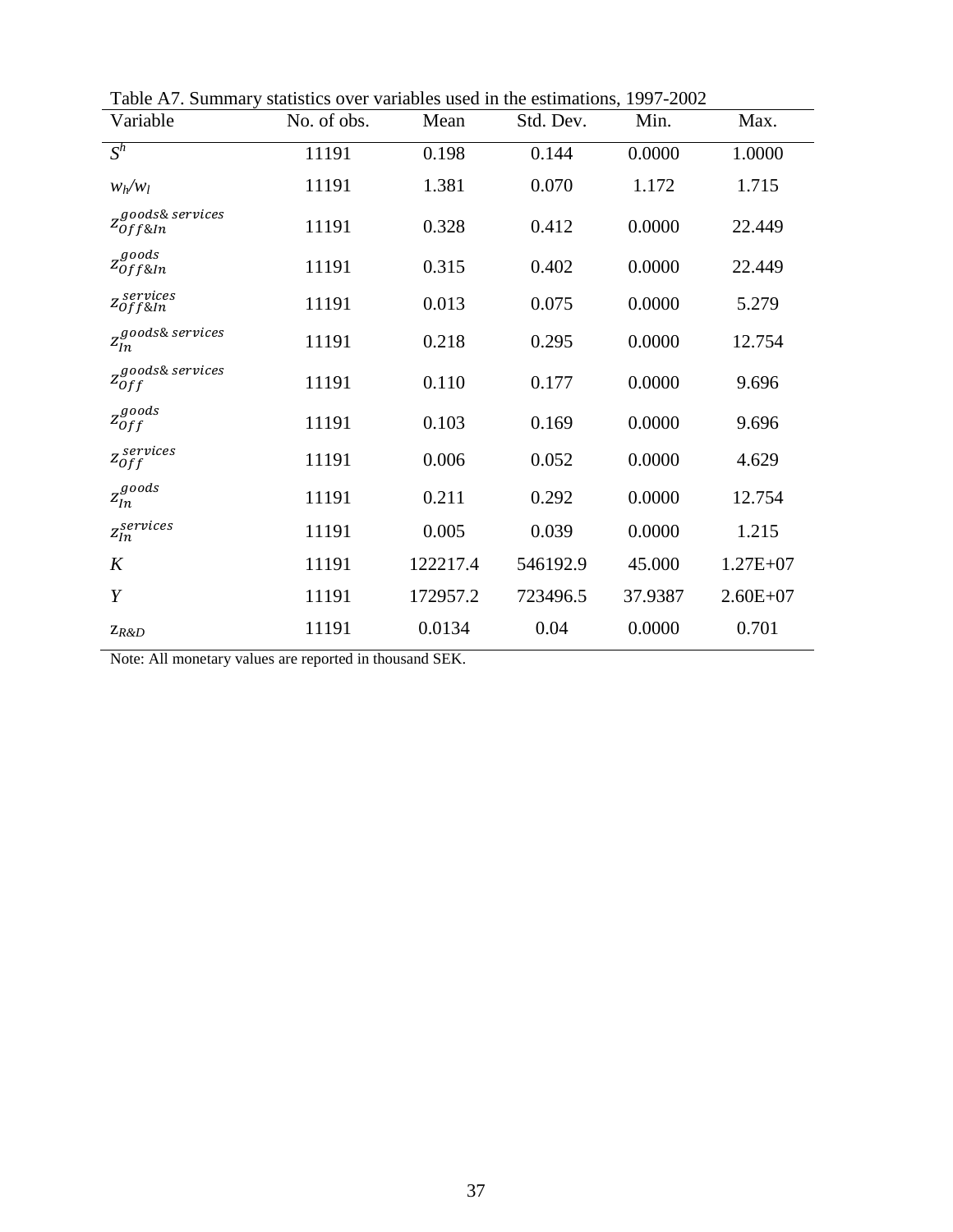Table A7. Summary statistics over variables used in the estimations, 1997-2002

| Variable | No. of obs. | Mean | Std. Dev. | Min. | Max. |
|---|---|---|---|---|---|
| $S^h$ | 11191 | 0.198 | 0.144 | 0.0000 | 1.0000 |
| $w_h/w_l$ | 11191 | 1.381 | 0.070 | 1.172 | 1.715 |
| $z_{Off\&In}^{goods\&\,services}$ | 11191 | 0.328 | 0.412 | 0.0000 | 22.449 |
| $z_{Off\&In}^{goods}$ | 11191 | 0.315 | 0.402 | 0.0000 | 22.449 |
| $z_{Off\&In}^{services}$ | 11191 | 0.013 | 0.075 | 0.0000 | 5.279 |
| $z_{In}^{goods\&\,services}$ | 11191 | 0.218 | 0.295 | 0.0000 | 12.754 |
| $z_{Off}^{goods\&\,services}$ | 11191 | 0.110 | 0.177 | 0.0000 | 9.696 |
| $z_{Off}^{goods}$ | 11191 | 0.103 | 0.169 | 0.0000 | 9.696 |
| $z_{Off}^{services}$ | 11191 | 0.006 | 0.052 | 0.0000 | 4.629 |
| $z_{In}^{goods}$ | 11191 | 0.211 | 0.292 | 0.0000 | 12.754 |
| $z_{In}^{services}$ | 11191 | 0.005 | 0.039 | 0.0000 | 1.215 |
| $K$ | 11191 | 122217.4 | 546192.9 | 45.000 | 1.27E+07 |
| $Y$ | 11191 | 172957.2 | 723496.5 | 37.9387 | 2.60E+07 |
| $z_{R\&D}$ | 11191 | 0.0134 | 0.04 | 0.0000 | 0.701 |

Note: All monetary values are reported in thousand SEK.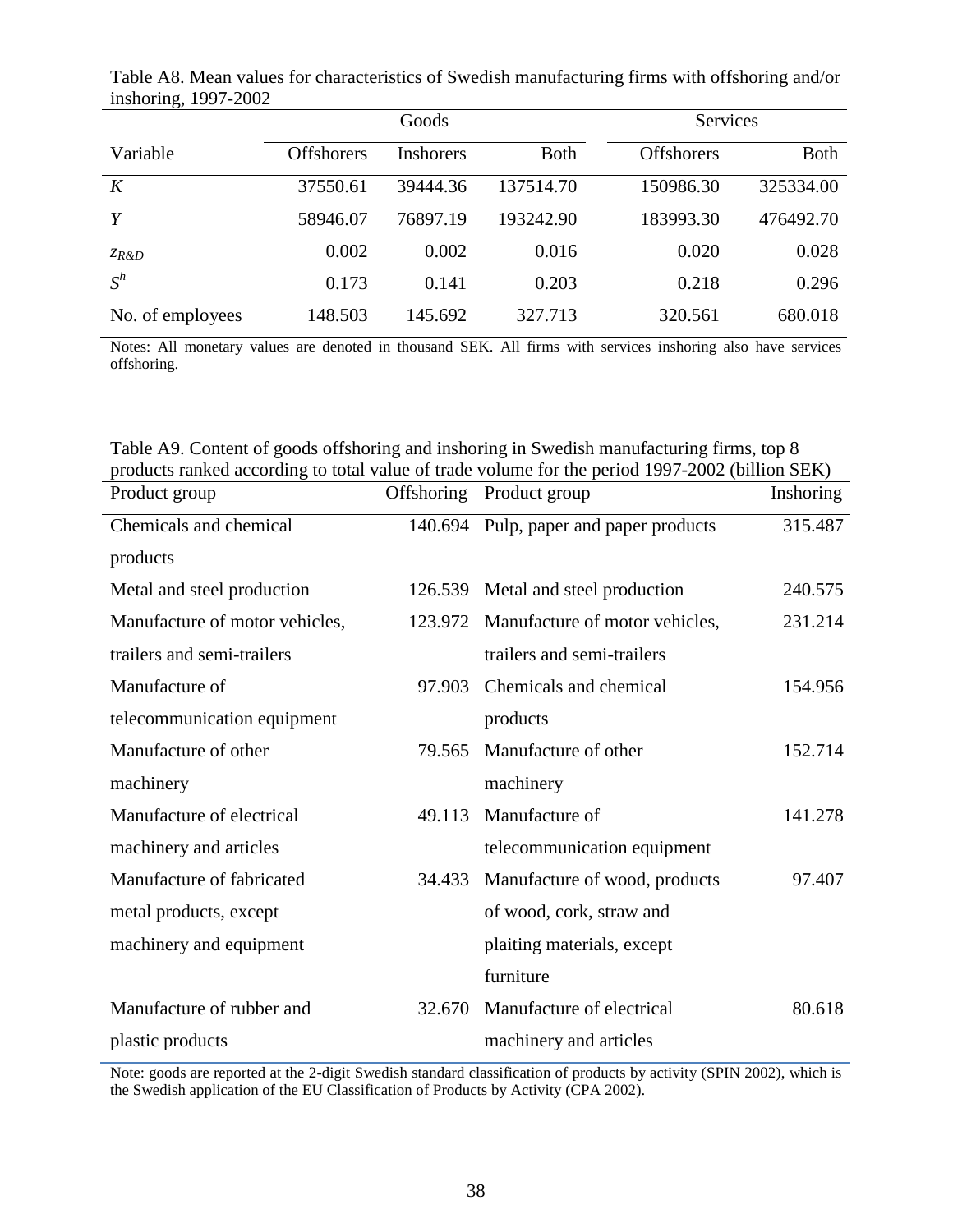Table A8. Mean values for characteristics of Swedish manufacturing firms with offshoring and/or inshoring, 1997-2002

| | Goods | | | Services | |
|---|---|---|---|---|---|
| Variable | Offshorers | Inshorers | Both | Offshorers | Both |
| $K$ | 37550.61 | 39444.36 | 137514.70 | 150986.30 | 325334.00 |
| $Y$ | 58946.07 | 76897.19 | 193242.90 | 183993.30 | 476492.70 |
| $z_{R\&D}$ | 0.002 | 0.002 | 0.016 | 0.020 | 0.028 |
| $S^h$ | 0.173 | 0.141 | 0.203 | 0.218 | 0.296 |
| No. of employees | 148.503 | 145.692 | 327.713 | 320.561 | 680.018 |

Notes: All monetary values are denoted in thousand SEK. All firms with services inshoring also have services offshoring.

Table A9. Content of goods offshoring and inshoring in Swedish manufacturing firms, top 8 products ranked according to total value of trade volume for the period 1997-2002 (billion SEK)

| Product group | Offshoring | Product group | Inshoring |
|---|---|---|---|
| Chemicals and chemical products | 140.694 | Pulp, paper and paper products | 315.487 |
| Metal and steel production | 126.539 | Metal and steel production | 240.575 |
| Manufacture of motor vehicles, trailers and semi-trailers | 123.972 | Manufacture of motor vehicles, trailers and semi-trailers | 231.214 |
| Manufacture of telecommunication equipment | 97.903 | Chemicals and chemical products | 154.956 |
| Manufacture of other machinery | 79.565 | Manufacture of other machinery | 152.714 |
| Manufacture of electrical machinery and articles | 49.113 | Manufacture of telecommunication equipment | 141.278 |
| Manufacture of fabricated metal products, except machinery and equipment | 34.433 | Manufacture of wood, products of wood, cork, straw and plaiting materials, except furniture | 97.407 |
| Manufacture of rubber and plastic products | 32.670 | Manufacture of electrical machinery and articles | 80.618 |

Note: goods are reported at the 2-digit Swedish standard classification of products by activity (SPIN 2002), which is the Swedish application of the EU Classification of Products by Activity (CPA 2002).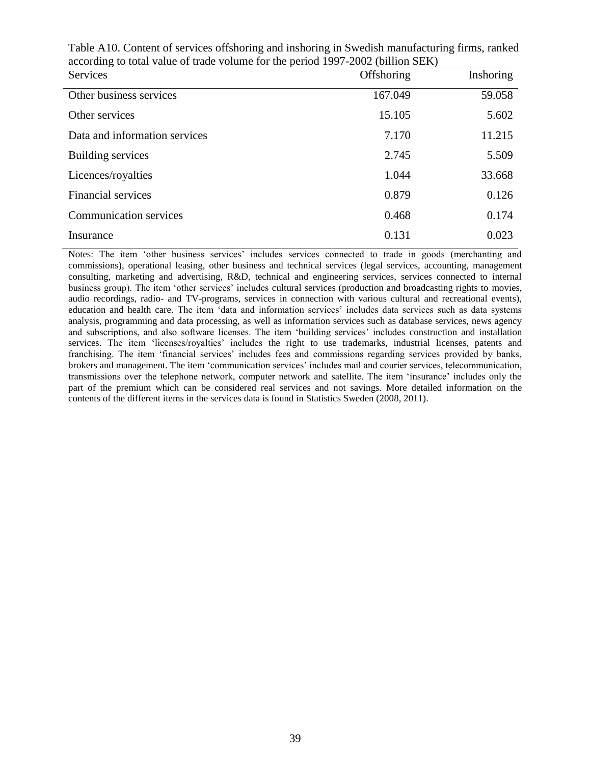Table A10. Content of services offshoring and inshoring in Swedish manufacturing firms, ranked according to total value of trade volume for the period 1997-2002 (billion SEK)

| Services | Offshoring | Inshoring |
|---|---|---|
| Other business services | 167.049 | 59.058 |
| Other services | 15.105 | 5.602 |
| Data and information services | 7.170 | 11.215 |
| Building services | 2.745 | 5.509 |
| Licences/royalties | 1.044 | 33.668 |
| Financial services | 0.879 | 0.126 |
| Communication services | 0.468 | 0.174 |
| Insurance | 0.131 | 0.023 |

Notes: The item 'other business services' includes services connected to trade in goods (merchanting and commissions), operational leasing, other business and technical services (legal services, accounting, management consulting, marketing and advertising, R&D, technical and engineering services, services connected to internal business group). The item 'other services' includes cultural services (production and broadcasting rights to movies, audio recordings, radio- and TV-programs, services in connection with various cultural and recreational events), education and health care. The item 'data and information services' includes data services such as data systems analysis, programming and data processing, as well as information services such as database services, news agency and subscriptions, and also software licenses. The item 'building services' includes construction and installation services. The item 'licenses/royalties' includes the right to use trademarks, industrial licenses, patents and franchising. The item 'financial services' includes fees and commissions regarding services provided by banks, brokers and management. The item 'communication services' includes mail and courier services, telecommunication, transmissions over the telephone network, computer network and satellite. The item 'insurance' includes only the part of the premium which can be considered real services and not savings. More detailed information on the contents of the different items in the services data is found in Statistics Sweden (2008, 2011).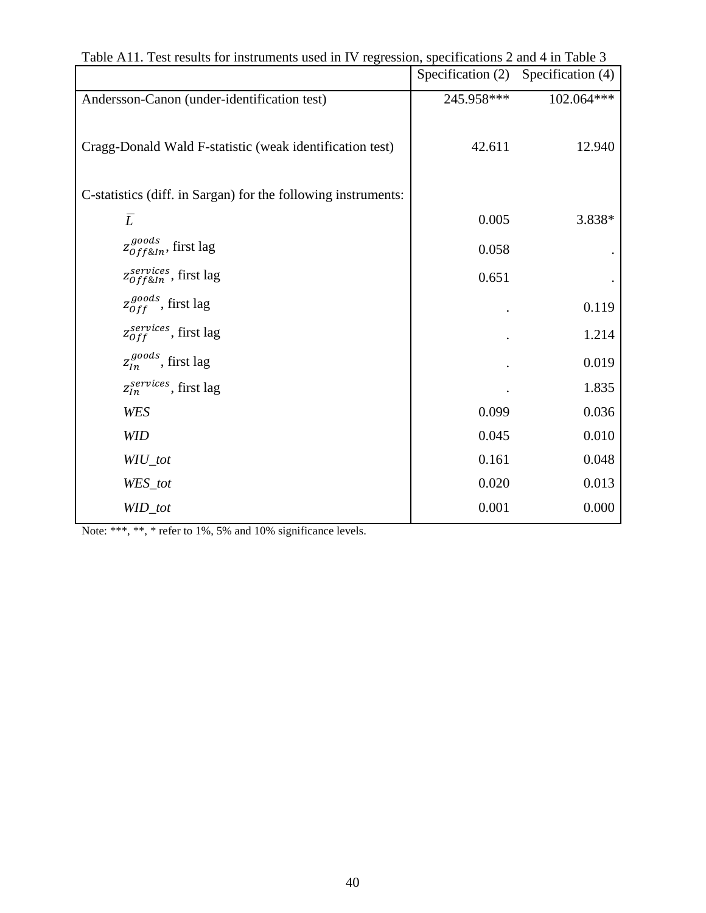Table A11. Test results for instruments used in IV regression, specifications 2 and 4 in Table 3

| | Specification (2) | Specification (4) |
|---|---|---|
| Andersson-Canon (under-identification test) | 245.958*** | 102.064*** |
| Cragg-Donald Wald F-statistic (weak identification test) | 42.611 | 12.940 |
| C-statistics (diff. in Sargan) for the following instruments: | | |
| $\overline{L}$ | 0.005 | 3.838* |
| $z_{Off\&In}^{goods}$, first lag | 0.058 | . |
| $z_{Off\&In}^{services}$, first lag | 0.651 | . |
| $z_{Off}^{goods}$, first lag | . | 0.119 |
| $z_{Off}^{services}$, first lag | . | 1.214 |
| $z_{In}^{goods}$, first lag | . | 0.019 |
| $z_{In}^{services}$, first lag | . | 1.835 |
| *WES* | 0.099 | 0.036 |
| *WID* | 0.045 | 0.010 |
| *WIU_tot* | 0.161 | 0.048 |
| *WES_tot* | 0.020 | 0.013 |
| *WID_tot* | 0.001 | 0.000 |

Note: ***, **, * refer to 1%, 5% and 10% significance levels.